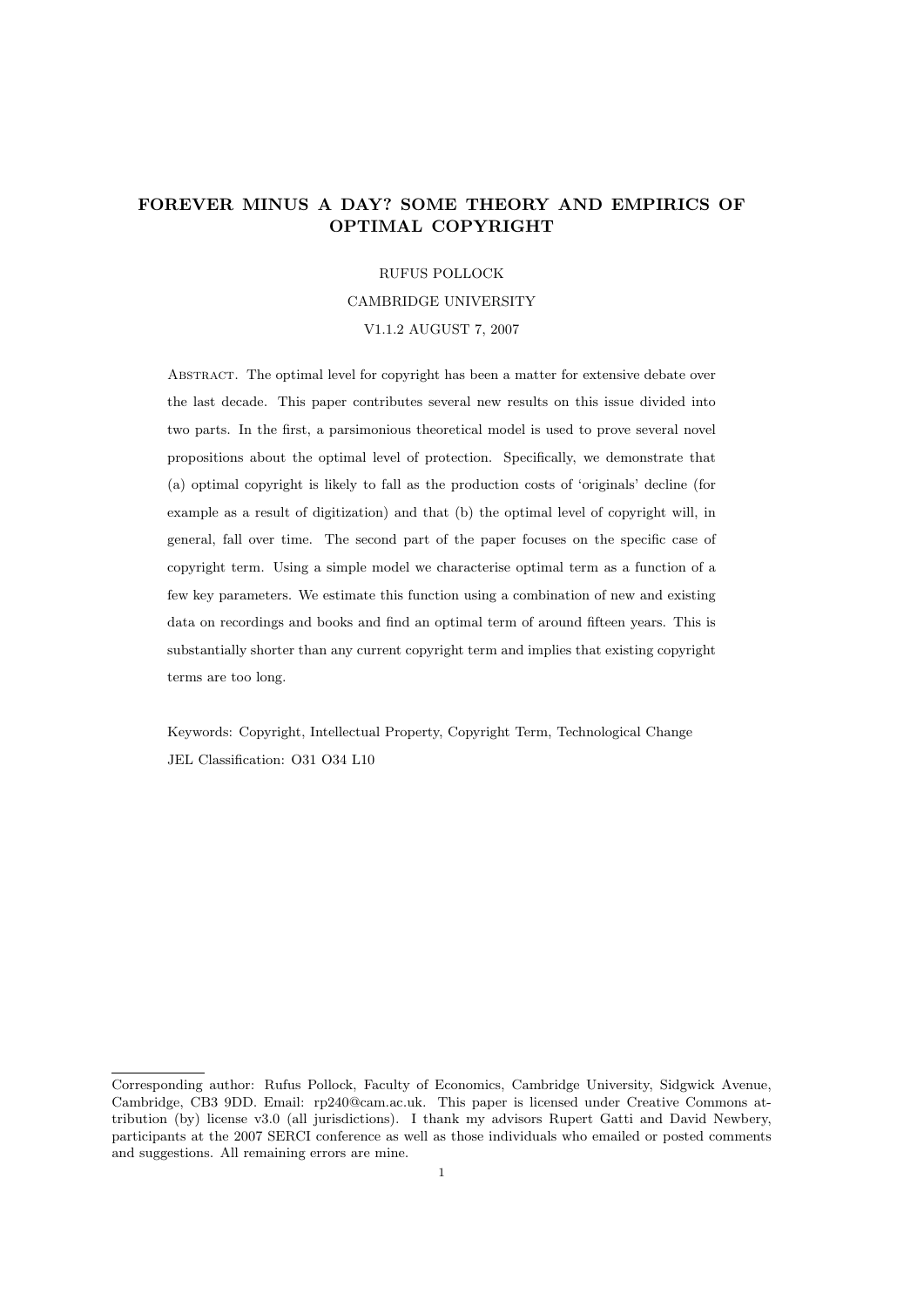# FOREVER MINUS A DAY? SOME THEORY AND EMPIRICS OF OPTIMAL COPYRIGHT

RUFUS POLLOCK

CAMBRIDGE UNIVERSITY

V1.1.2 AUGUST 7, 2007

Abstract. The optimal level for copyright has been a matter for extensive debate over the last decade. This paper contributes several new results on this issue divided into two parts. In the first, a parsimonious theoretical model is used to prove several novel propositions about the optimal level of protection. Specifically, we demonstrate that (a) optimal copyright is likely to fall as the production costs of 'originals' decline (for example as a result of digitization) and that (b) the optimal level of copyright will, in general, fall over time. The second part of the paper focuses on the specific case of copyright term. Using a simple model we characterise optimal term as a function of a few key parameters. We estimate this function using a combination of new and existing data on recordings and books and find an optimal term of around fifteen years. This is substantially shorter than any current copyright term and implies that existing copyright terms are too long.

Keywords: Copyright, Intellectual Property, Copyright Term, Technological Change

JEL Classification: O31 O34 L10

---

Corresponding author: Rufus Pollock, Faculty of Economics, Cambridge University, Sidgwick Avenue, Cambridge, CB3 9DD. Email: rp240@cam.ac.uk. This paper is licensed under Creative Commons attribution (by) license v3.0 (all jurisdictions). I thank my advisors Rupert Gatti and David Newbery, participants at the 2007 SERCI conference as well as those individuals who emailed or posted comments and suggestions. All remaining errors are mine.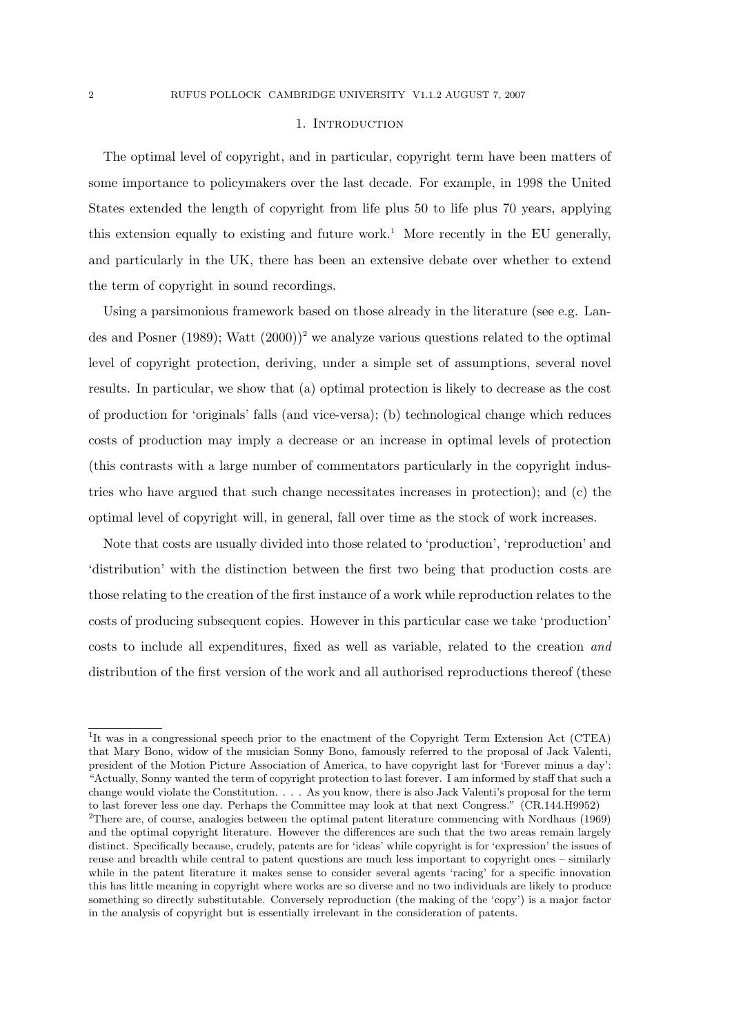## 1. Introduction

The optimal level of copyright, and in particular, copyright term have been matters of some importance to policymakers over the last decade. For example, in 1998 the United States extended the length of copyright from life plus 50 to life plus 70 years, applying this extension equally to existing and future work.[1] More recently in the EU generally, and particularly in the UK, there has been an extensive debate over whether to extend the term of copyright in sound recordings.

Using a parsimonious framework based on those already in the literature (see e.g. Landes and Posner (1989); Watt (2000))[2] we analyze various questions related to the optimal level of copyright protection, deriving, under a simple set of assumptions, several novel results. In particular, we show that (a) optimal protection is likely to decrease as the cost of production for 'originals' falls (and vice-versa); (b) technological change which reduces costs of production may imply a decrease or an increase in optimal levels of protection (this contrasts with a large number of commentators particularly in the copyright industries who have argued that such change necessitates increases in protection); and (c) the optimal level of copyright will, in general, fall over time as the stock of work increases.

Note that costs are usually divided into those related to 'production', 'reproduction' and 'distribution' with the distinction between the first two being that production costs are those relating to the creation of the first instance of a work while reproduction relates to the costs of producing subsequent copies. However in this particular case we take 'production' costs to include all expenditures, fixed as well as variable, related to the creation *and* distribution of the first version of the work and all authorised reproductions thereof (these

---

[1] It was in a congressional speech prior to the enactment of the Copyright Term Extension Act (CTEA) that Mary Bono, widow of the musician Sonny Bono, famously referred to the proposal of Jack Valenti, president of the Motion Picture Association of America, to have copyright last for 'Forever minus a day': "Actually, Sonny wanted the term of copyright protection to last forever. I am informed by staff that such a change would violate the Constitution. . . . As you know, there is also Jack Valenti's proposal for the term to last forever less one day. Perhaps the Committee may look at that next Congress." (CR.144.H9952)

[2] There are, of course, analogies between the optimal patent literature commencing with Nordhaus (1969) and the optimal copyright literature. However the differences are such that the two areas remain largely distinct. Specifically because, crudely, patents are for 'ideas' while copyright is for 'expression' the issues of reuse and breadth while central to patent questions are much less important to copyright ones – similarly while in the patent literature it makes sense to consider several agents 'racing' for a specific innovation this has little meaning in copyright where works are so diverse and no two individuals are likely to produce something so directly substitutable. Conversely reproduction (the making of the 'copy') is a major factor in the analysis of copyright but is essentially irrelevant in the consideration of patents.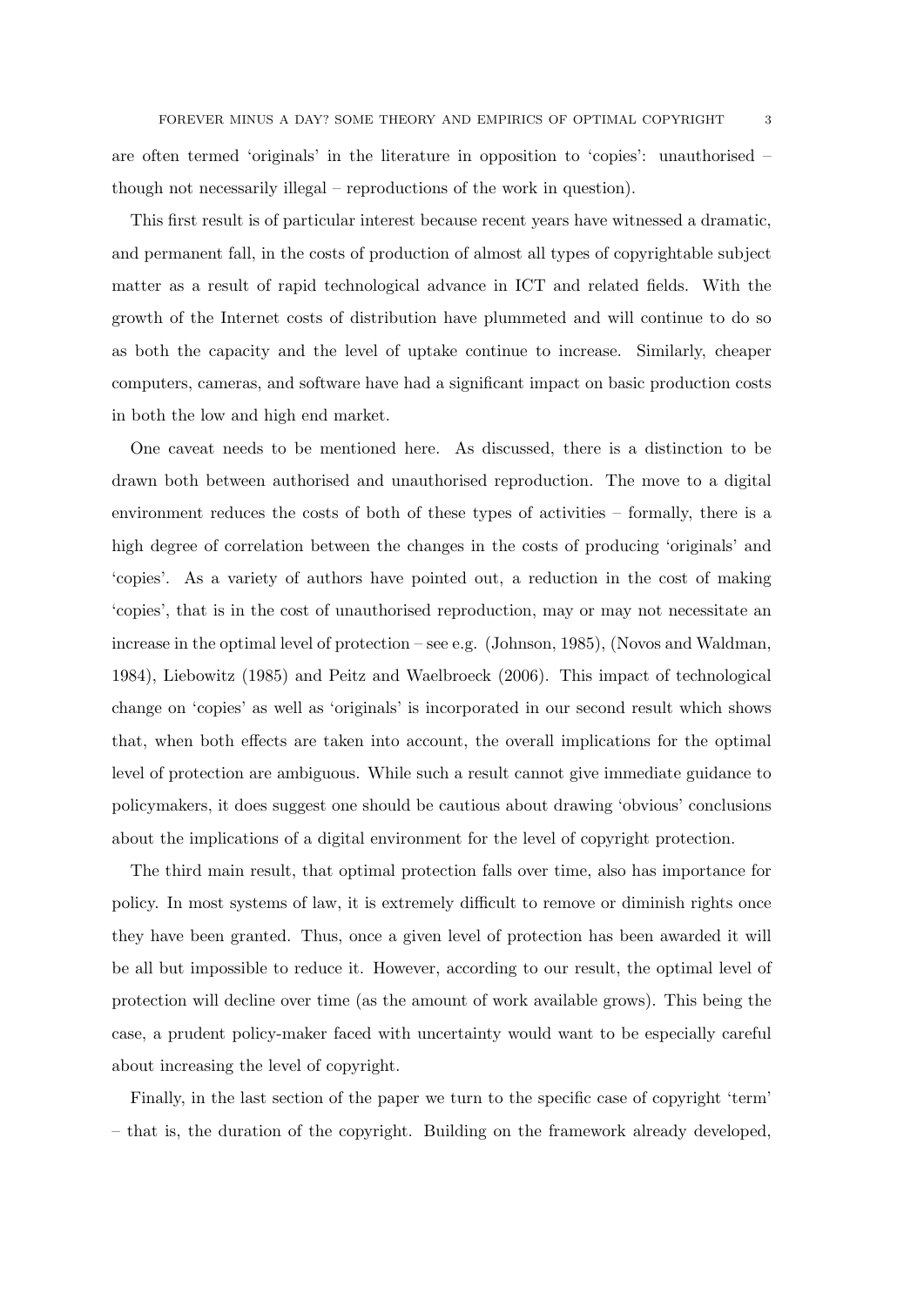are often termed 'originals' in the literature in opposition to 'copies': unauthorised – though not necessarily illegal – reproductions of the work in question).

This first result is of particular interest because recent years have witnessed a dramatic, and permanent fall, in the costs of production of almost all types of copyrightable subject matter as a result of rapid technological advance in ICT and related fields. With the growth of the Internet costs of distribution have plummeted and will continue to do so as both the capacity and the level of uptake continue to increase. Similarly, cheaper computers, cameras, and software have had a significant impact on basic production costs in both the low and high end market.

One caveat needs to be mentioned here. As discussed, there is a distinction to be drawn both between authorised and unauthorised reproduction. The move to a digital environment reduces the costs of both of these types of activities – formally, there is a high degree of correlation between the changes in the costs of producing 'originals' and 'copies'. As a variety of authors have pointed out, a reduction in the cost of making 'copies', that is in the cost of unauthorised reproduction, may or may not necessitate an increase in the optimal level of protection – see e.g. (Johnson, 1985), (Novos and Waldman, 1984), Liebowitz (1985) and Peitz and Waelbroeck (2006). This impact of technological change on 'copies' as well as 'originals' is incorporated in our second result which shows that, when both effects are taken into account, the overall implications for the optimal level of protection are ambiguous. While such a result cannot give immediate guidance to policymakers, it does suggest one should be cautious about drawing 'obvious' conclusions about the implications of a digital environment for the level of copyright protection.

The third main result, that optimal protection falls over time, also has importance for policy. In most systems of law, it is extremely difficult to remove or diminish rights once they have been granted. Thus, once a given level of protection has been awarded it will be all but impossible to reduce it. However, according to our result, the optimal level of protection will decline over time (as the amount of work available grows). This being the case, a prudent policy-maker faced with uncertainty would want to be especially careful about increasing the level of copyright.

Finally, in the last section of the paper we turn to the specific case of copyright 'term' – that is, the duration of the copyright. Building on the framework already developed,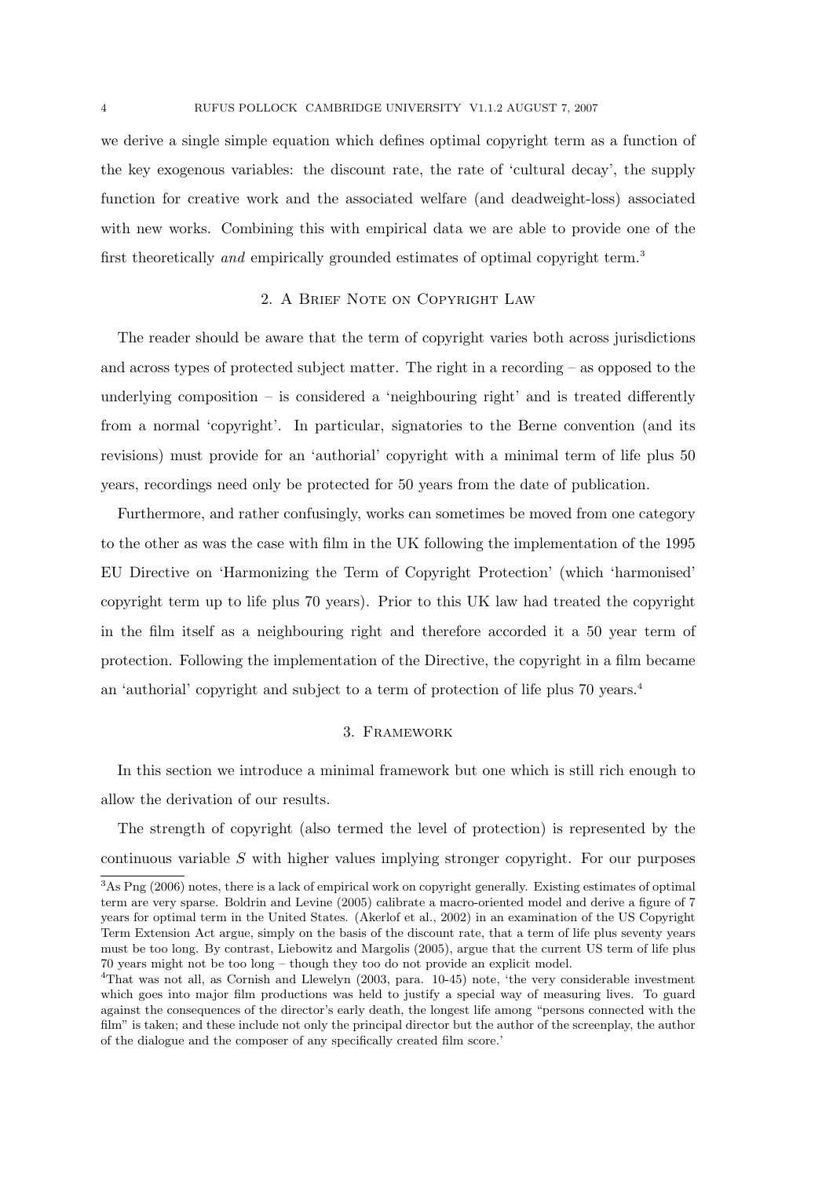we derive a single simple equation which defines optimal copyright term as a function of the key exogenous variables: the discount rate, the rate of 'cultural decay', the supply function for creative work and the associated welfare (and deadweight-loss) associated with new works. Combining this with empirical data we are able to provide one of the first theoretically *and* empirically grounded estimates of optimal copyright term.[3]

## 2. A Brief Note on Copyright Law

The reader should be aware that the term of copyright varies both across jurisdictions and across types of protected subject matter. The right in a recording – as opposed to the underlying composition – is considered a 'neighbouring right' and is treated differently from a normal 'copyright'. In particular, signatories to the Berne convention (and its revisions) must provide for an 'authorial' copyright with a minimal term of life plus 50 years, recordings need only be protected for 50 years from the date of publication.

Furthermore, and rather confusingly, works can sometimes be moved from one category to the other as was the case with film in the UK following the implementation of the 1995 EU Directive on 'Harmonizing the Term of Copyright Protection' (which 'harmonised' copyright term up to life plus 70 years). Prior to this UK law had treated the copyright in the film itself as a neighbouring right and therefore accorded it a 50 year term of protection. Following the implementation of the Directive, the copyright in a film became an 'authorial' copyright and subject to a term of protection of life plus 70 years.[4]

## 3. Framework

In this section we introduce a minimal framework but one which is still rich enough to allow the derivation of our results.

The strength of copyright (also termed the level of protection) is represented by the continuous variable $S$ with higher values implying stronger copyright. For our purposes

---

[3] As Png (2006) notes, there is a lack of empirical work on copyright generally. Existing estimates of optimal term are very sparse. Boldrin and Levine (2005) calibrate a macro-oriented model and derive a figure of 7 years for optimal term in the United States. (Akerlof et al., 2002) in an examination of the US Copyright Term Extension Act argue, simply on the basis of the discount rate, that a term of life plus seventy years must be too long. By contrast, Liebowitz and Margolis (2005), argue that the current US term of life plus 70 years might not be too long – though they too do not provide an explicit model.

[4] That was not all, as Cornish and Llewelyn (2003, para. 10-45) note, 'the very considerable investment which goes into major film productions was held to justify a special way of measuring lives. To guard against the consequences of the director's early death, the longest life among "persons connected with the film" is taken; and these include not only the principal director but the author of the screenplay, the author of the dialogue and the composer of any specifically created film score.'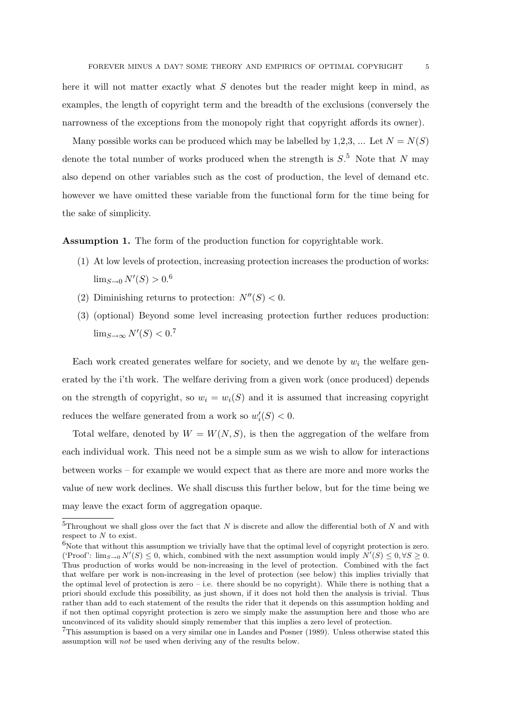here it will not matter exactly what $S$ denotes but the reader might keep in mind, as examples, the length of copyright term and the breadth of the exclusions (conversely the narrowness of the exceptions from the monopoly right that copyright affords its owner).

Many possible works can be produced which may be labelled by 1,2,3, ... Let $N = N(S)$ denote the total number of works produced when the strength is $S$.[5] Note that $N$ may also depend on other variables such as the cost of production, the level of demand etc. however we have omitted these variable from the functional form for the time being for the sake of simplicity.

**Assumption 1.** The form of the production function for copyrightable work.

1. At low levels of protection, increasing protection increases the production of works: $\lim_{S \to 0} N'(S) > 0$.[6]
2. Diminishing returns to protection: $N''(S) < 0$.
3. (optional) Beyond some level increasing protection further reduces production: $\lim_{S \to \infty} N'(S) < 0$.[7]

Each work created generates welfare for society, and we denote by $w_i$ the welfare generated by the i'th work. The welfare deriving from a given work (once produced) depends on the strength of copyright, so $w_i = w_i(S)$ and it is assumed that increasing copyright reduces the welfare generated from a work so $w_i'(S) < 0$.

Total welfare, denoted by $W = W(N, S)$, is then the aggregation of the welfare from each individual work. This need not be a simple sum as we wish to allow for interactions between works – for example we would expect that as there are more and more works the value of new work declines. We shall discuss this further below, but for the time being we may leave the exact form of aggregation opaque.

---

[5] Throughout we shall gloss over the fact that $N$ is discrete and allow the differential both of $N$ and with respect to $N$ to exist.

[6] Note that without this assumption we trivially have that the optimal level of copyright protection is zero. ('Proof': $\lim_{S \to 0} N'(S) \leq 0$, which, combined with the next assumption would imply $N'(S) \leq 0, \forall S \geq 0$. Thus production of works would be non-increasing in the level of protection. Combined with the fact that welfare per work is non-increasing in the level of protection (see below) this implies trivially that the optimal level of protection is zero – i.e. there should be no copyright). While there is nothing that a priori should exclude this possibility, as just shown, if it does not hold then the analysis is trivial. Thus rather than add to each statement of the results the rider that it depends on this assumption holding and if not then optimal copyright protection is zero we simply make the assumption here and those who are unconvinced of its validity should simply remember that this implies a zero level of protection.

[7] This assumption is based on a very similar one in Landes and Posner (1989). Unless otherwise stated this assumption will *not* be used when deriving any of the results below.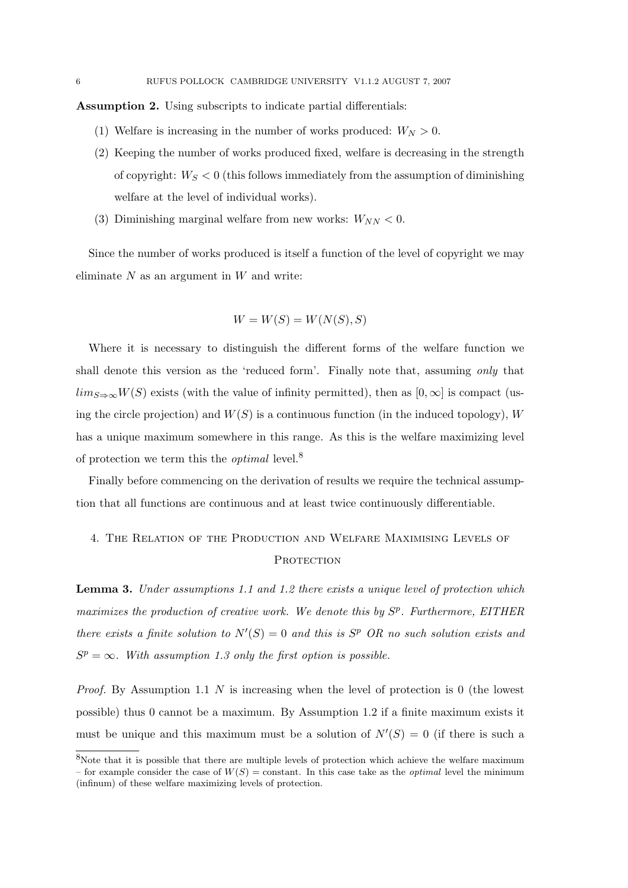**Assumption 2.** Using subscripts to indicate partial differentials:

1. Welfare is increasing in the number of works produced: $W_N > 0$.
2. Keeping the number of works produced fixed, welfare is decreasing in the strength of copyright: $W_S < 0$ (this follows immediately from the assumption of diminishing welfare at the level of individual works).
3. Diminishing marginal welfare from new works: $W_{NN} < 0$.

Since the number of works produced is itself a function of the level of copyright we may eliminate $N$ as an argument in $W$ and write:

$$W = W(S) = W(N(S), S)$$

Where it is necessary to distinguish the different forms of the welfare function we shall denote this version as the 'reduced form'. Finally note that, assuming *only* that $lim_{S \Rightarrow \infty} W(S)$ exists (with the value of infinity permitted), then as $[0, \infty]$ is compact (using the circle projection) and $W(S)$ is a continuous function (in the induced topology), $W$ has a unique maximum somewhere in this range. As this is the welfare maximizing level of protection we term this the *optimal* level.[8]

Finally before commencing on the derivation of results we require the technical assumption that all functions are continuous and at least twice continuously differentiable.

## 4. The Relation of the Production and Welfare Maximising Levels of Protection

**Lemma 3.** *Under assumptions 1.1 and 1.2 there exists a unique level of protection which maximizes the production of creative work. We denote this by $S^p$. Furthermore, EITHER there exists a finite solution to $N'(S) = 0$ and this is $S^p$ OR no such solution exists and $S^p = \infty$. With assumption 1.3 only the first option is possible.*

*Proof.* By Assumption 1.1 $N$ is increasing when the level of protection is 0 (the lowest possible) thus 0 cannot be a maximum. By Assumption 1.2 if a finite maximum exists it must be unique and this maximum must be a solution of $N'(S) = 0$ (if there is such a

[8] Note that it is possible that there are multiple levels of protection which achieve the welfare maximum – for example consider the case of $W(S) =$ constant. In this case take as the *optimal* level the minimum (infinum) of these welfare maximizing levels of protection.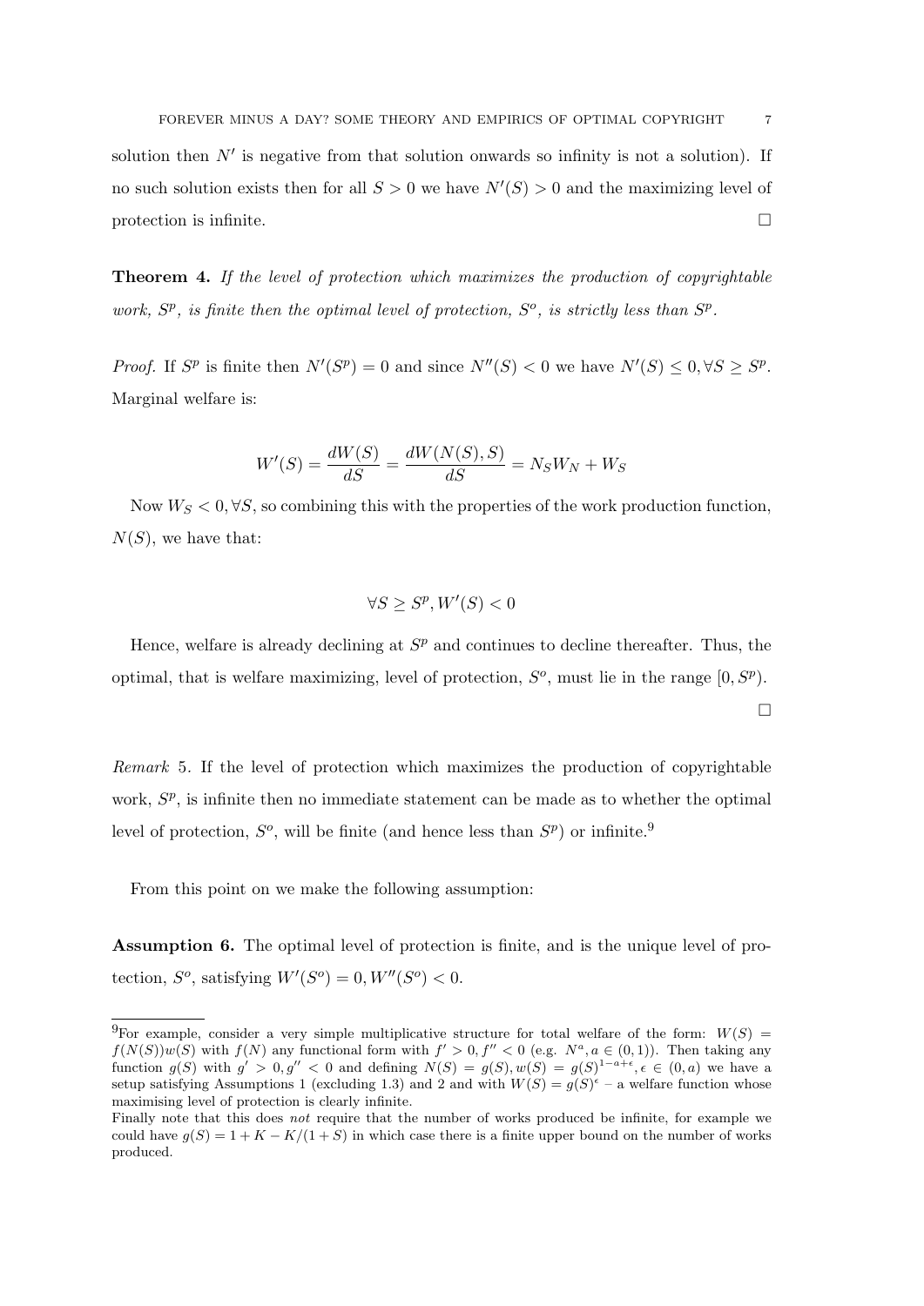solution then $N'$ is negative from that solution onwards so infinity is not a solution). If no such solution exists then for all $S > 0$ we have $N'(S) > 0$ and the maximizing level of protection is infinite. $\square$

**Theorem 4.** *If the level of protection which maximizes the production of copyrightable work, $S^p$, is finite then the optimal level of protection, $S^o$, is strictly less than $S^p$.*

*Proof.* If $S^p$ is finite then $N'(S^p) = 0$ and since $N''(S) < 0$ we have $N'(S) \leq 0, \forall S \geq S^p$. Marginal welfare is:

$$W'(S) = \frac{dW(S)}{dS} = \frac{dW(N(S), S)}{dS} = N_S W_N + W_S$$

Now $W_S < 0, \forall S$, so combining this with the properties of the work production function, $N(S)$, we have that:

$$\forall S \geq S^p, W'(S) < 0$$

Hence, welfare is already declining at $S^p$ and continues to decline thereafter. Thus, the optimal, that is welfare maximizing, level of protection, $S^o$, must lie in the range $[0, S^p)$. $\square$

*Remark* 5. If the level of protection which maximizes the production of copyrightable work, $S^p$, is infinite then no immediate statement can be made as to whether the optimal level of protection, $S^o$, will be finite (and hence less than $S^p$) or infinite.[9]

From this point on we make the following assumption:

**Assumption 6.** The optimal level of protection is finite, and is the unique level of protection, $S^o$, satisfying $W'(S^o) = 0, W''(S^o) < 0$.

---

[9]For example, consider a very simple multiplicative structure for total welfare of the form: $W(S) = f(N(S))w(S)$ with $f(N)$ any functional form with $f' > 0, f'' < 0$ (e.g. $N^a, a \in (0,1)$). Then taking any function $g(S)$ with $g' > 0, g'' < 0$ and defining $N(S) = g(S), w(S) = g(S)^{1-a+\epsilon}, \epsilon \in (0, a)$ we have a setup satisfying Assumptions 1 (excluding 1.3) and 2 and with $W(S) = g(S)^{\epsilon}$ – a welfare function whose maximising level of protection is clearly infinite.

Finally note that this does *not* require that the number of works produced be infinite, for example we could have $g(S) = 1 + K - K/(1 + S)$ in which case there is a finite upper bound on the number of works produced.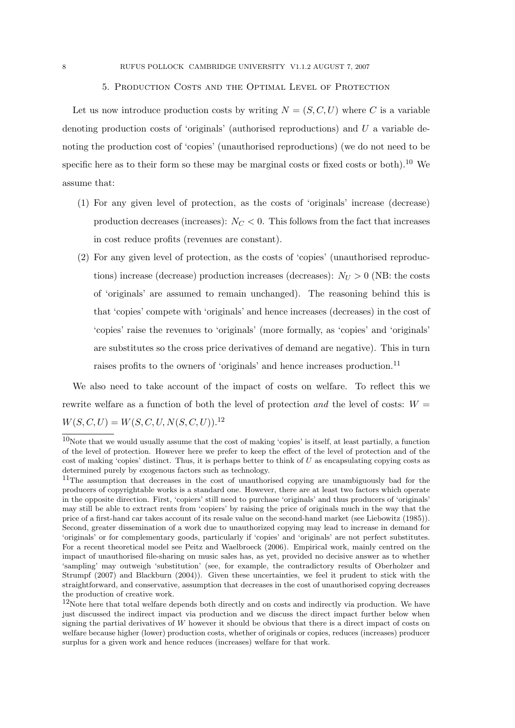## 5. Production Costs and the Optimal Level of Protection

Let us now introduce production costs by writing $N = (S, C, U)$ where $C$ is a variable denoting production costs of 'originals' (authorised reproductions) and $U$ a variable denoting the production cost of 'copies' (unauthorised reproductions) (we do not need to be specific here as to their form so these may be marginal costs or fixed costs or both).[10] We assume that:

1. For any given level of protection, as the costs of 'originals' increase (decrease) production decreases (increases): $N_C < 0$. This follows from the fact that increases in cost reduce profits (revenues are constant).
2. For any given level of protection, as the costs of 'copies' (unauthorised reproductions) increase (decrease) production increases (decreases): $N_U > 0$ (NB: the costs of 'originals' are assumed to remain unchanged). The reasoning behind this is that 'copies' compete with 'originals' and hence increases (decreases) in the cost of 'copies' raise the revenues to 'originals' (more formally, as 'copies' and 'originals' are substitutes so the cross price derivatives of demand are negative). This in turn raises profits to the owners of 'originals' and hence increases production.[11]

We also need to take account of the impact of costs on welfare. To reflect this we rewrite welfare as a function of both the level of protection *and* the level of costs: $W = W(S, C, U) = W(S, C, U, N(S, C, U))$.[12]

---

[10]Note that we would usually assume that the cost of making 'copies' is itself, at least partially, a function of the level of protection. However here we prefer to keep the effect of the level of protection and of the cost of making 'copies' distinct. Thus, it is perhaps better to think of $U$ as encapsulating copying costs as determined purely by exogenous factors such as technology.

[11]The assumption that decreases in the cost of unauthorised copying are unambiguously bad for the producers of copyrightable works is a standard one. However, there are at least two factors which operate in the opposite direction. First, 'copiers' still need to purchase 'originals' and thus producers of 'originals' may still be able to extract rents from 'copiers' by raising the price of originals much in the way that the price of a first-hand car takes account of its resale value on the second-hand market (see Liebowitz (1985)). Second, greater dissemination of a work due to unauthorized copying may lead to increase in demand for 'originals' or for complementary goods, particularly if 'copies' and 'originals' are not perfect substitutes. For a recent theoretical model see Peitz and Waelbroeck (2006). Empirical work, mainly centred on the impact of unauthorised file-sharing on music sales has, as yet, provided no decisive answer as to whether 'sampling' may outweigh 'substitution' (see, for example, the contradictory results of Oberholzer and Strumpf (2007) and Blackburn (2004)). Given these uncertainties, we feel it prudent to stick with the straightforward, and conservative, assumption that decreases in the cost of unauthorised copying decreases the production of creative work.

[12]Note here that total welfare depends both directly and on costs and indirectly via production. We have just discussed the indirect impact via production and we discuss the direct impact further below when signing the partial derivatives of $W$ however it should be obvious that there is a direct impact of costs on welfare because higher (lower) production costs, whether of originals or copies, reduces (increases) producer surplus for a given work and hence reduces (increases) welfare for that work.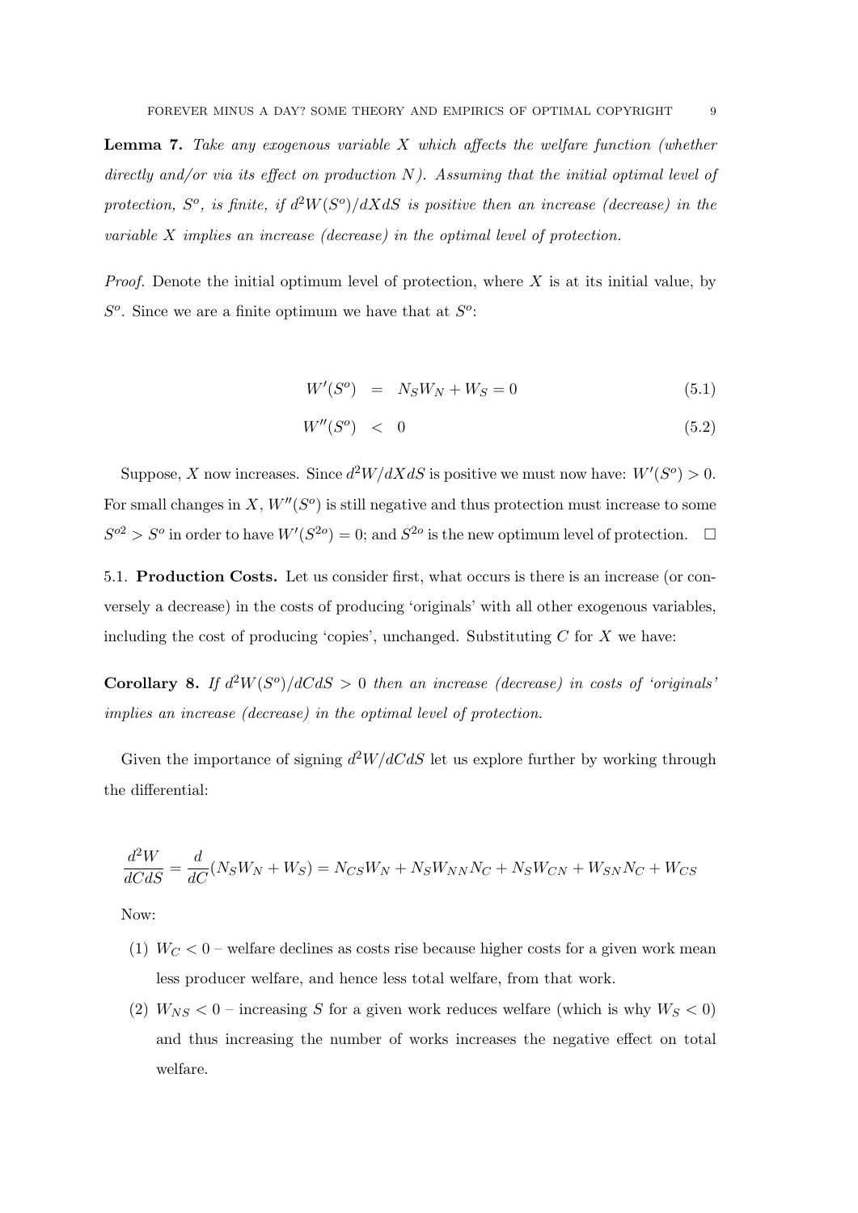**Lemma 7.** *Take any exogenous variable $X$ which affects the welfare function (whether directly and/or via its effect on production $N$). Assuming that the initial optimal level of protection, $S^o$, is finite, if $d^2W(S^o)/dXdS$ is positive then an increase (decrease) in the variable $X$ implies an increase (decrease) in the optimal level of protection.*

*Proof.* Denote the initial optimum level of protection, where $X$ is at its initial value, by $S^o$. Since we are a finite optimum we have that at $S^o$:

$$W'(S^o) = N_S W_N + W_S = 0 \tag{5.1}$$

$$W''(S^o) < 0 \tag{5.2}$$

Suppose, $X$ now increases. Since $d^2W/dXdS$ is positive we must now have: $W'(S^o) > 0$. For small changes in $X$, $W''(S^o)$ is still negative and thus protection must increase to some $S^{o2} > S^o$ in order to have $W'(S^{2o}) = 0$; and $S^{2o}$ is the new optimum level of protection. □

5.1. **Production Costs.** Let us consider first, what occurs is there is an increase (or conversely a decrease) in the costs of producing 'originals' with all other exogenous variables, including the cost of producing 'copies', unchanged. Substituting $C$ for $X$ we have:

**Corollary 8.** *If $d^2W(S^o)/dCdS > 0$ then an increase (decrease) in costs of 'originals' implies an increase (decrease) in the optimal level of protection.*

Given the importance of signing $d^2W/dCdS$ let us explore further by working through the differential:

$$\frac{d^2W}{dCdS} = \frac{d}{dC}(N_S W_N + W_S) = N_{CS} W_N + N_S W_{NN} N_C + N_S W_{CN} + W_{SN} N_C + W_{CS}$$

Now:

1. $W_C < 0$ – welfare declines as costs rise because higher costs for a given work mean less producer welfare, and hence less total welfare, from that work.
2. $W_{NS} < 0$ – increasing $S$ for a given work reduces welfare (which is why $W_S < 0$) and thus increasing the number of works increases the negative effect on total welfare.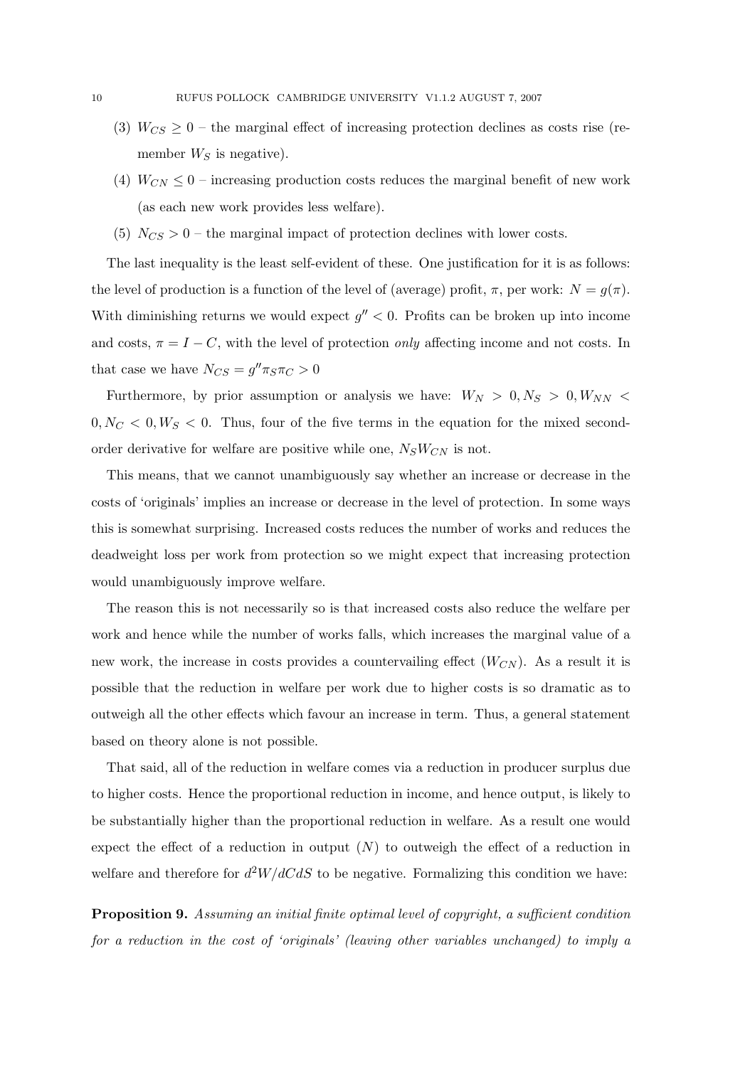(3) $W_{CS} \geq 0$ – the marginal effect of increasing protection declines as costs rise (remember $W_S$ is negative).

(4) $W_{CN} \leq 0$ – increasing production costs reduces the marginal benefit of new work (as each new work provides less welfare).

(5) $N_{CS} > 0$ – the marginal impact of protection declines with lower costs.

The last inequality is the least self-evident of these. One justification for it is as follows: the level of production is a function of the level of (average) profit, $\pi$, per work: $N = g(\pi)$. With diminishing returns we would expect $g'' < 0$. Profits can be broken up into income and costs, $\pi = I - C$, with the level of protection *only* affecting income and not costs. In that case we have $N_{CS} = g'' \pi_S \pi_C > 0$

Furthermore, by prior assumption or analysis we have: $W_N > 0, N_S > 0, W_{NN} < 0, N_C < 0, W_S < 0$. Thus, four of the five terms in the equation for the mixed second-order derivative for welfare are positive while one, $N_S W_{CN}$ is not.

This means, that we cannot unambiguously say whether an increase or decrease in the costs of 'originals' implies an increase or decrease in the level of protection. In some ways this is somewhat surprising. Increased costs reduces the number of works and reduces the deadweight loss per work from protection so we might expect that increasing protection would unambiguously improve welfare.

The reason this is not necessarily so is that increased costs also reduce the welfare per work and hence while the number of works falls, which increases the marginal value of a new work, the increase in costs provides a countervailing effect ($W_{CN}$). As a result it is possible that the reduction in welfare per work due to higher costs is so dramatic as to outweigh all the other effects which favour an increase in term. Thus, a general statement based on theory alone is not possible.

That said, all of the reduction in welfare comes via a reduction in producer surplus due to higher costs. Hence the proportional reduction in income, and hence output, is likely to be substantially higher than the proportional reduction in welfare. As a result one would expect the effect of a reduction in output ($N$) to outweigh the effect of a reduction in welfare and therefore for $d^2W/dCdS$ to be negative. Formalizing this condition we have:

**Proposition 9.** *Assuming an initial finite optimal level of copyright, a sufficient condition for a reduction in the cost of 'originals' (leaving other variables unchanged) to imply a*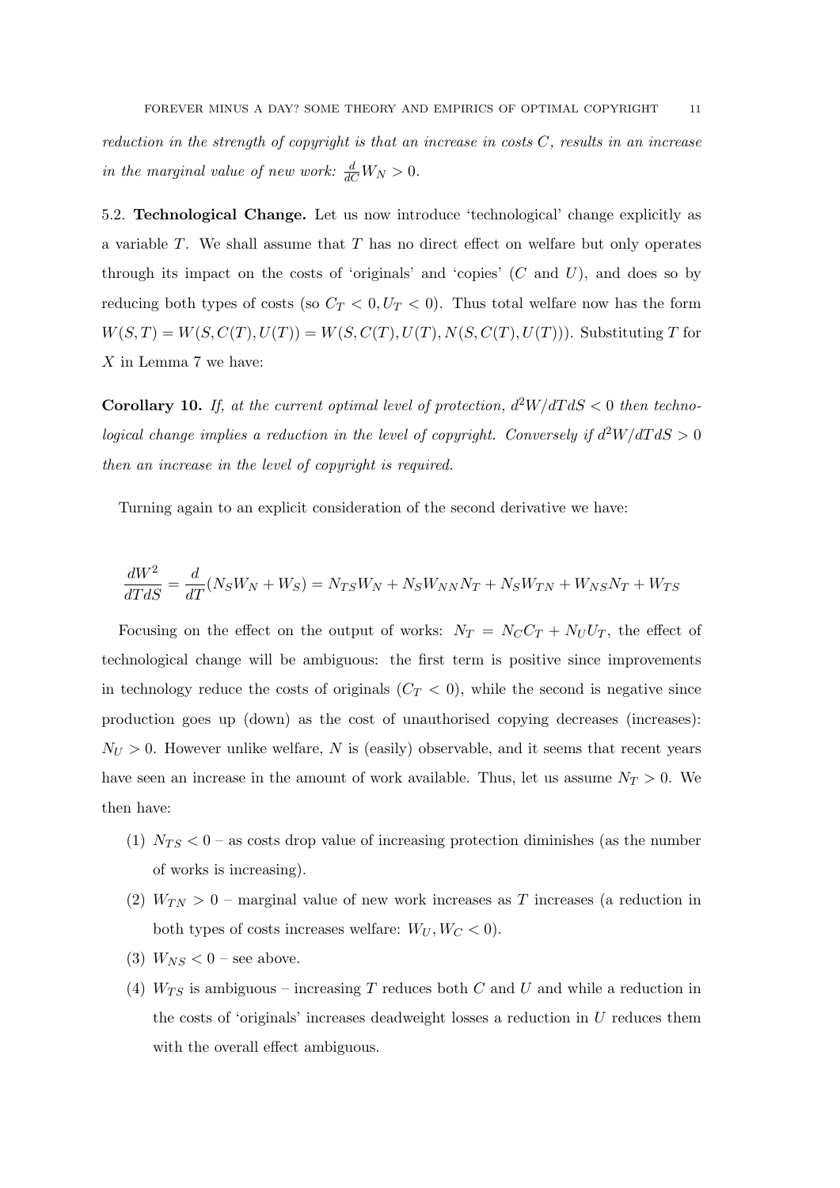*reduction in the strength of copyright is that an increase in costs $C$, results in an increase in the marginal value of new work: $\frac{d}{dC}W_N > 0$.*

5.2. **Technological Change.** Let us now introduce 'technological' change explicitly as a variable $T$. We shall assume that $T$ has no direct effect on welfare but only operates through its impact on the costs of 'originals' and 'copies' ($C$ and $U$), and does so by reducing both types of costs (so $C_T < 0, U_T < 0$). Thus total welfare now has the form $W(S,T) = W(S, C(T), U(T)) = W(S, C(T), U(T), N(S, C(T), U(T)))$. Substituting $T$ for $X$ in Lemma 7 we have:

**Corollary 10.** *If, at the current optimal level of protection, $d^2W/dTdS < 0$ then technological change implies a reduction in the level of copyright. Conversely if $d^2W/dTdS > 0$ then an increase in the level of copyright is required.*

Turning again to an explicit consideration of the second derivative we have:

$$\frac{dW^2}{dTdS} = \frac{d}{dT}(N_S W_N + W_S) = N_{TS}W_N + N_S W_{NN} N_T + N_S W_{TN} + W_{NS} N_T + W_{TS}$$

Focusing on the effect on the output of works: $N_T = N_C C_T + N_U U_T$, the effect of technological change will be ambiguous: the first term is positive since improvements in technology reduce the costs of originals ($C_T < 0$), while the second is negative since production goes up (down) as the cost of unauthorised copying decreases (increases): $N_U > 0$. However unlike welfare, $N$ is (easily) observable, and it seems that recent years have seen an increase in the amount of work available. Thus, let us assume $N_T > 0$. We then have:

1. $N_{TS} < 0$ – as costs drop value of increasing protection diminishes (as the number of works is increasing).
2. $W_{TN} > 0$ – marginal value of new work increases as $T$ increases (a reduction in both types of costs increases welfare: $W_U, W_C < 0$).
3. $W_{NS} < 0$ – see above.
4. $W_{TS}$ is ambiguous – increasing $T$ reduces both $C$ and $U$ and while a reduction in the costs of 'originals' increases deadweight losses a reduction in $U$ reduces them with the overall effect ambiguous.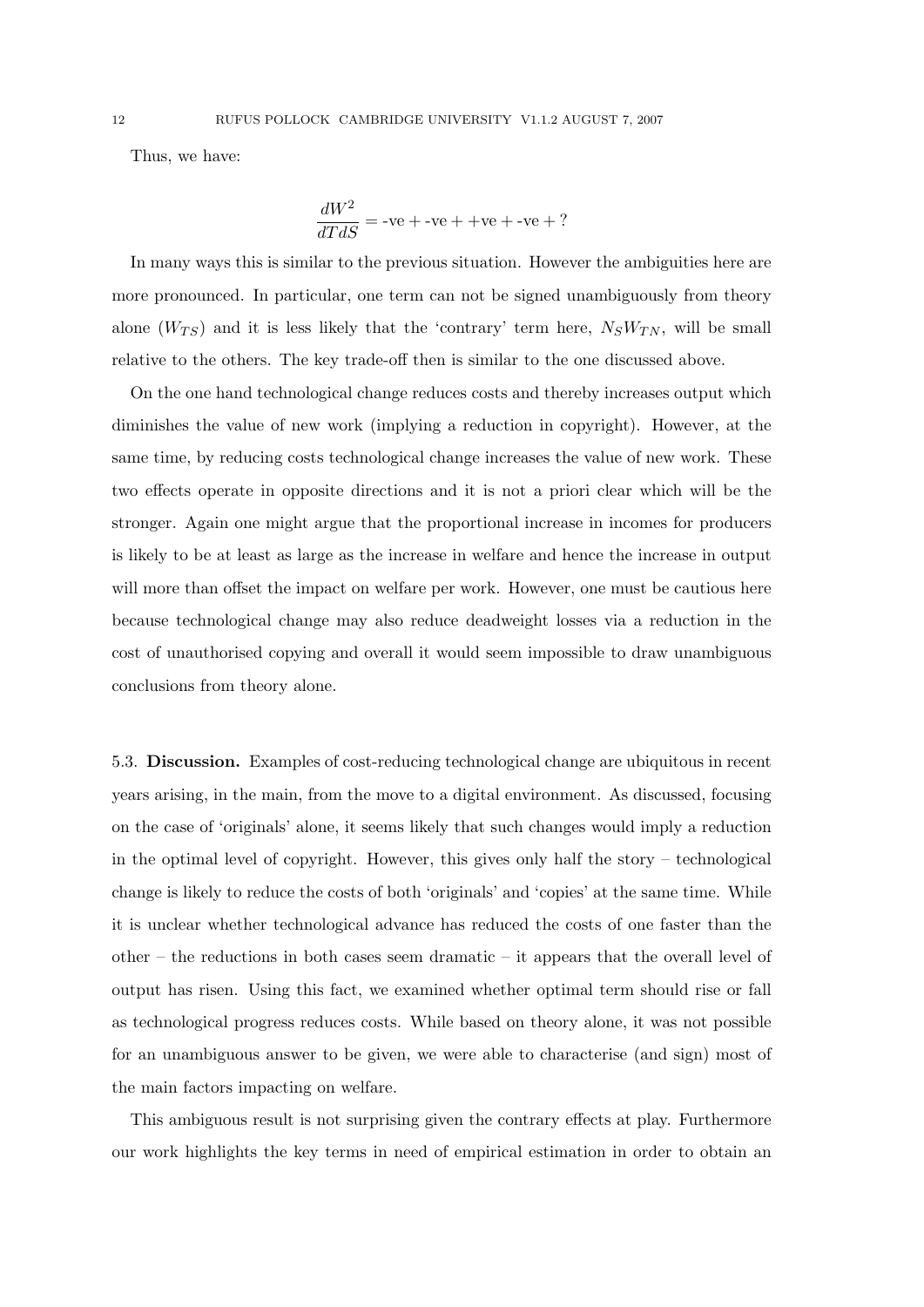Thus, we have:

$$\frac{dW^2}{dTdS} = \text{-ve} + \text{-ve} + \text{+ve} + \text{-ve} + ?$$

In many ways this is similar to the previous situation. However the ambiguities here are more pronounced. In particular, one term can not be signed unambiguously from theory alone ($W_{TS}$) and it is less likely that the 'contrary' term here, $N_S W_{TN}$, will be small relative to the others. The key trade-off then is similar to the one discussed above.

On the one hand technological change reduces costs and thereby increases output which diminishes the value of new work (implying a reduction in copyright). However, at the same time, by reducing costs technological change increases the value of new work. These two effects operate in opposite directions and it is not a priori clear which will be the stronger. Again one might argue that the proportional increase in incomes for producers is likely to be at least as large as the increase in welfare and hence the increase in output will more than offset the impact on welfare per work. However, one must be cautious here because technological change may also reduce deadweight losses via a reduction in the cost of unauthorised copying and overall it would seem impossible to draw unambiguous conclusions from theory alone.

5.3. **Discussion.** Examples of cost-reducing technological change are ubiquitous in recent years arising, in the main, from the move to a digital environment. As discussed, focusing on the case of 'originals' alone, it seems likely that such changes would imply a reduction in the optimal level of copyright. However, this gives only half the story – technological change is likely to reduce the costs of both 'originals' and 'copies' at the same time. While it is unclear whether technological advance has reduced the costs of one faster than the other – the reductions in both cases seem dramatic – it appears that the overall level of output has risen. Using this fact, we examined whether optimal term should rise or fall as technological progress reduces costs. While based on theory alone, it was not possible for an unambiguous answer to be given, we were able to characterise (and sign) most of the main factors impacting on welfare.

This ambiguous result is not surprising given the contrary effects at play. Furthermore our work highlights the key terms in need of empirical estimation in order to obtain an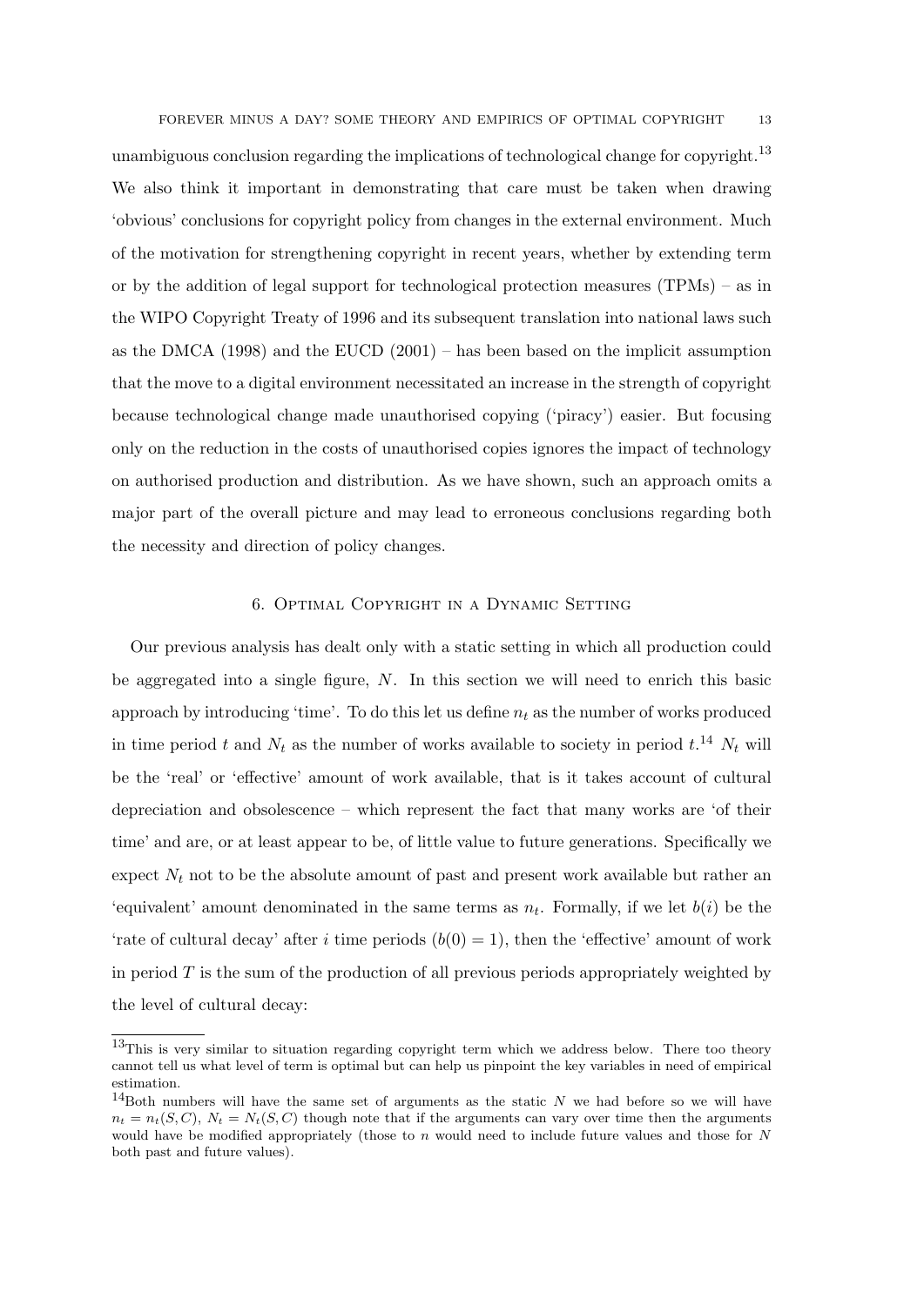unambiguous conclusion regarding the implications of technological change for copyright.[13] We also think it important in demonstrating that care must be taken when drawing 'obvious' conclusions for copyright policy from changes in the external environment. Much of the motivation for strengthening copyright in recent years, whether by extending term or by the addition of legal support for technological protection measures (TPMs) – as in the WIPO Copyright Treaty of 1996 and its subsequent translation into national laws such as the DMCA (1998) and the EUCD (2001) – has been based on the implicit assumption that the move to a digital environment necessitated an increase in the strength of copyright because technological change made unauthorised copying ('piracy') easier. But focusing only on the reduction in the costs of unauthorised copies ignores the impact of technology on authorised production and distribution. As we have shown, such an approach omits a major part of the overall picture and may lead to erroneous conclusions regarding both the necessity and direction of policy changes.

## 6. Optimal Copyright in a Dynamic Setting

Our previous analysis has dealt only with a static setting in which all production could be aggregated into a single figure, $N$. In this section we will need to enrich this basic approach by introducing 'time'. To do this let us define $n_t$ as the number of works produced in time period $t$ and $N_t$ as the number of works available to society in period $t$.[14] $N_t$ will be the 'real' or 'effective' amount of work available, that is it takes account of cultural depreciation and obsolescence – which represent the fact that many works are 'of their time' and are, or at least appear to be, of little value to future generations. Specifically we expect $N_t$ not to be the absolute amount of past and present work available but rather an 'equivalent' amount denominated in the same terms as $n_t$. Formally, if we let $b(i)$ be the 'rate of cultural decay' after $i$ time periods ($b(0) = 1$), then the 'effective' amount of work in period $T$ is the sum of the production of all previous periods appropriately weighted by the level of cultural decay:

[13] This is very similar to situation regarding copyright term which we address below. There too theory cannot tell us what level of term is optimal but can help us pinpoint the key variables in need of empirical estimation.

[14] Both numbers will have the same set of arguments as the static $N$ we had before so we will have $n_t = n_t(S, C)$, $N_t = N_t(S, C)$ though note that if the arguments can vary over time then the arguments would have be modified appropriately (those to $n$ would need to include future values and those for $N$ both past and future values).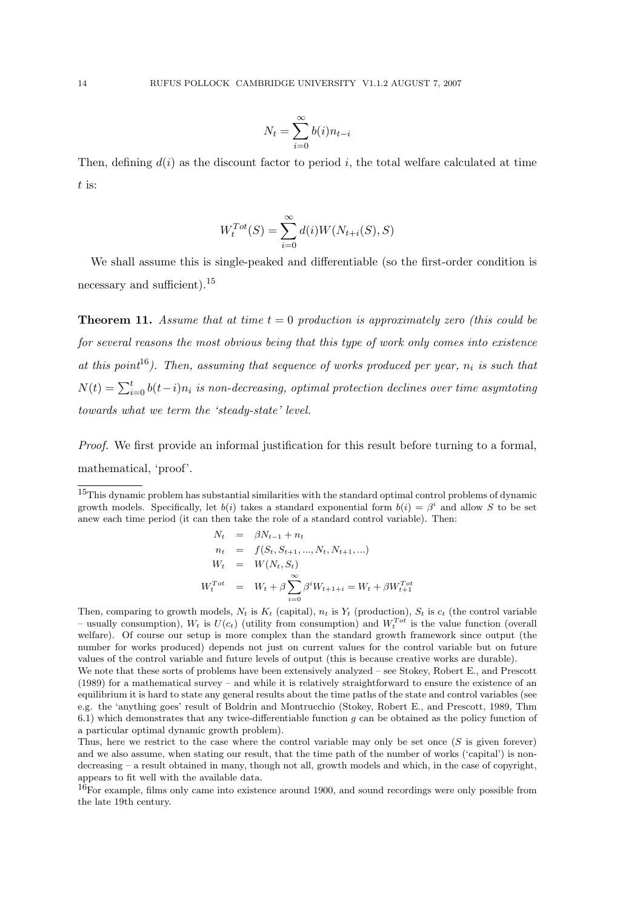$$N_t = \sum_{i=0}^{\infty} b(i) n_{t-i}$$

Then, defining $d(i)$ as the discount factor to period $i$, the total welfare calculated at time $t$ is:

$$W_t^{Tot}(S) = \sum_{i=0}^{\infty} d(i) W(N_{t+i}(S), S)$$

We shall assume this is single-peaked and differentiable (so the first-order condition is necessary and sufficient).[15]

**Theorem 11.** *Assume that at time $t = 0$ production is approximately zero (this could be for several reasons the most obvious being that this type of work only comes into existence at this point[16]). Then, assuming that sequence of works produced per year, $n_i$ is such that $N(t) = \sum_{i=0}^{t} b(t-i) n_i$ is non-decreasing, optimal protection declines over time asymtoting towards what we term the 'steady-state' level.*

*Proof.* We first provide an informal justification for this result before turning to a formal, mathematical, 'proof'.

---

[15] This dynamic problem has substantial similarities with the standard optimal control problems of dynamic growth models. Specifically, let $b(i)$ takes a standard exponential form $b(i) = \beta^i$ and allow $S$ to be set anew each time period (it can then take the role of a standard control variable). Then:

$$\begin{aligned}
N_t &= \beta N_{t-1} + n_t \\
n_t &= f(S_t, S_{t+1}, ..., N_t, N_{t+1}, ...) \\
W_t &= W(N_t, S_t) \\
W_t^{Tot} &= W_t + \beta \sum_{i=0}^{\infty} \beta^i W_{t+1+i} = W_t + \beta W_{t+1}^{Tot}
\end{aligned}$$

Then, comparing to growth models, $N_t$ is $K_t$ (capital), $n_t$ is $Y_t$ (production), $S_t$ is $c_t$ (the control variable – usually consumption), $W_t$ is $U(c_t)$ (utility from consumption) and $W_t^{Tot}$ is the value function (overall welfare). Of course our setup is more complex than the standard growth framework since output (the number for works produced) depends not just on current values for the control variable but on future values of the control variable and future levels of output (this is because creative works are durable).

We note that these sorts of problems have been extensively analyzed – see Stokey, Robert E., and Prescott (1989) for a mathematical survey – and while it is relatively straightforward to ensure the existence of an equilibrium it is hard to state any general results about the time paths of the state and control variables (see e.g. the 'anything goes' result of Boldrin and Montrucchio (Stokey, Robert E., and Prescott, 1989, Thm 6.1) which demonstrates that any twice-differentiable function $g$ can be obtained as the policy function of a particular optimal dynamic growth problem).

Thus, here we restrict to the case where the control variable may only be set once ($S$ is given forever) and we also assume, when stating our result, that the time path of the number of works ('capital') is non-decreasing – a result obtained in many, though not all, growth models and which, in the case of copyright, appears to fit well with the available data.

[16] For example, films only came into existence around 1900, and sound recordings were only possible from the late 19th century.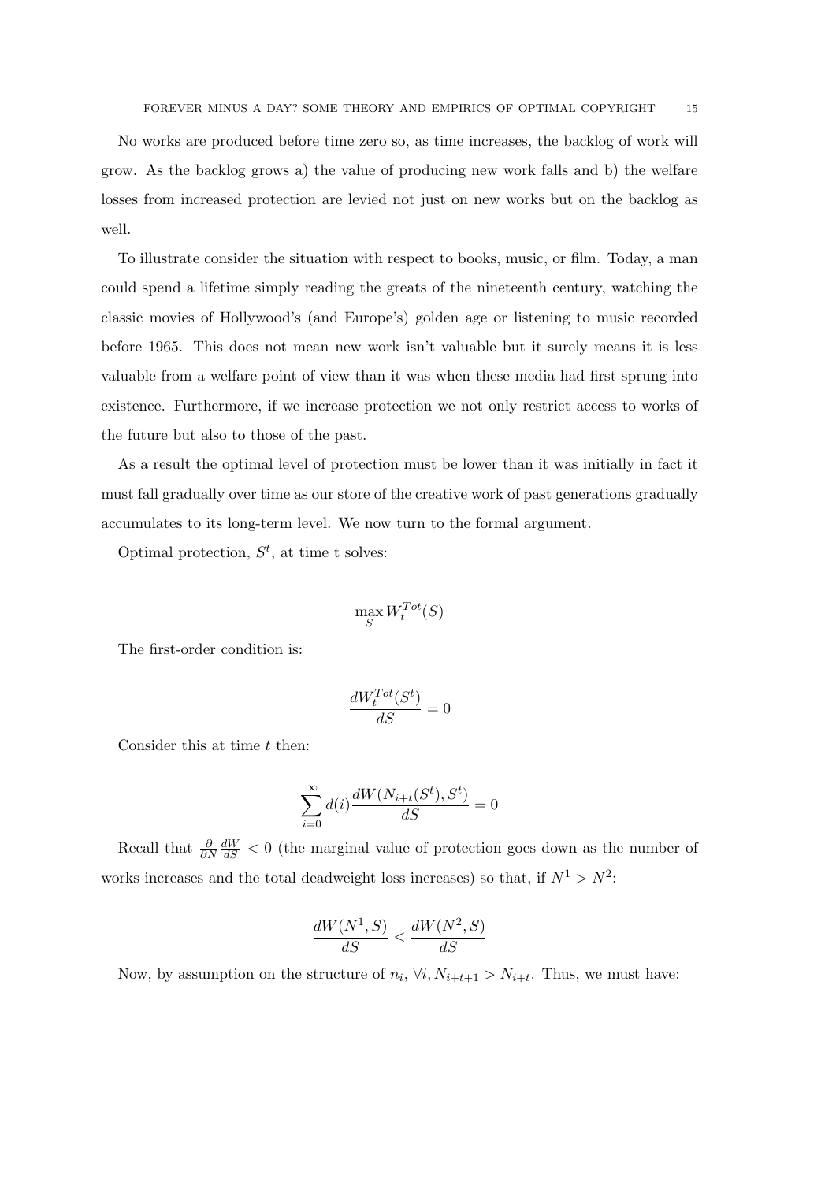No works are produced before time zero so, as time increases, the backlog of work will grow. As the backlog grows a) the value of producing new work falls and b) the welfare losses from increased protection are levied not just on new works but on the backlog as well.

To illustrate consider the situation with respect to books, music, or film. Today, a man could spend a lifetime simply reading the greats of the nineteenth century, watching the classic movies of Hollywood's (and Europe's) golden age or listening to music recorded before 1965. This does not mean new work isn't valuable but it surely means it is less valuable from a welfare point of view than it was when these media had first sprung into existence. Furthermore, if we increase protection we not only restrict access to works of the future but also to those of the past.

As a result the optimal level of protection must be lower than it was initially in fact it must fall gradually over time as our store of the creative work of past generations gradually accumulates to its long-term level. We now turn to the formal argument.

Optimal protection, $S^t$, at time t solves:

$$\max_S W_t^{Tot}(S)$$

The first-order condition is:

$$\frac{dW_t^{Tot}(S^t)}{dS} = 0$$

Consider this at time $t$ then:

$$\sum_{i=0}^{\infty} d(i) \frac{dW(N_{i+t}(S^t), S^t)}{dS} = 0$$

Recall that $\frac{\partial}{\partial N} \frac{dW}{dS} < 0$ (the marginal value of protection goes down as the number of works increases and the total deadweight loss increases) so that, if $N^1 > N^2$:

$$\frac{dW(N^1, S)}{dS} < \frac{dW(N^2, S)}{dS}$$

Now, by assumption on the structure of $n_i$, $\forall i, N_{i+t+1} > N_{i+t}$. Thus, we must have: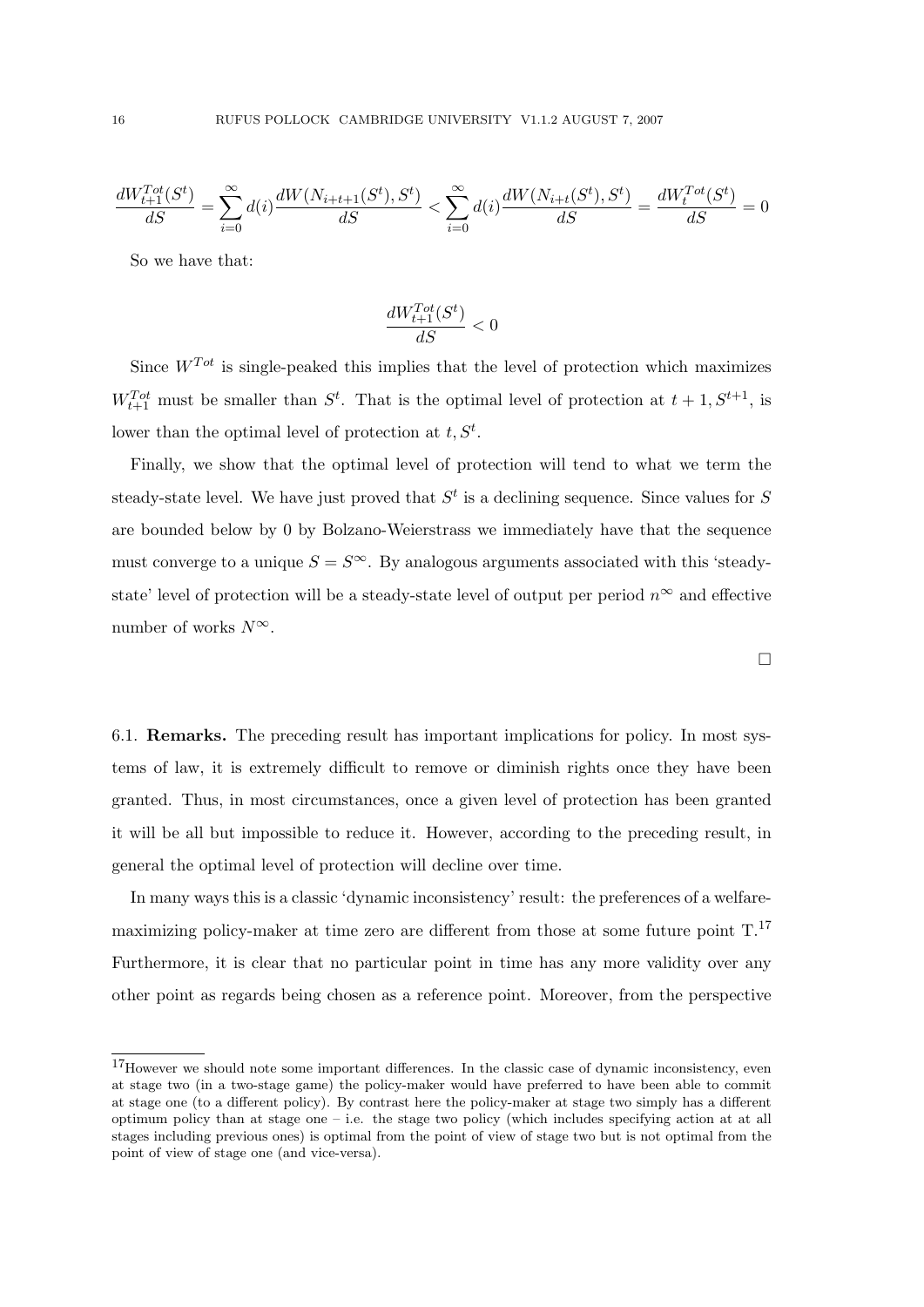$$\frac{dW^{Tot}_{t+1}(S^t)}{dS} = \sum_{i=0}^{\infty} d(i) \frac{dW(N_{i+t+1}(S^t), S^t)}{dS} < \sum_{i=0}^{\infty} d(i) \frac{dW(N_{i+t}(S^t), S^t)}{dS} = \frac{dW^{Tot}_t(S^t)}{dS} = 0$$

So we have that:

$$\frac{dW^{Tot}_{t+1}(S^t)}{dS} < 0$$

Since $W^{Tot}$ is single-peaked this implies that the level of protection which maximizes $W^{Tot}_{t+1}$ must be smaller than $S^t$. That is the optimal level of protection at $t+1, S^{t+1}$, is lower than the optimal level of protection at $t, S^t$.

Finally, we show that the optimal level of protection will tend to what we term the steady-state level. We have just proved that $S^t$ is a declining sequence. Since values for $S$ are bounded below by 0 by Bolzano-Weierstrass we immediately have that the sequence must converge to a unique $S = S^{\infty}$. By analogous arguments associated with this 'steady-state' level of protection will be a steady-state level of output per period $n^{\infty}$ and effective number of works $N^{\infty}$.

□

6.1. **Remarks.** The preceding result has important implications for policy. In most systems of law, it is extremely difficult to remove or diminish rights once they have been granted. Thus, in most circumstances, once a given level of protection has been granted it will be all but impossible to reduce it. However, according to the preceding result, in general the optimal level of protection will decline over time.

In many ways this is a classic 'dynamic inconsistency' result: the preferences of a welfare-maximizing policy-maker at time zero are different from those at some future point T.[17] Furthermore, it is clear that no particular point in time has any more validity over any other point as regards being chosen as a reference point. Moreover, from the perspective

[17] However we should note some important differences. In the classic case of dynamic inconsistency, even at stage two (in a two-stage game) the policy-maker would have preferred to have been able to commit at stage one (to a different policy). By contrast here the policy-maker at stage two simply has a different optimum policy than at stage one – i.e. the stage two policy (which includes specifying action at at all stages including previous ones) is optimal from the point of view of stage two but is not optimal from the point of view of stage one (and vice-versa).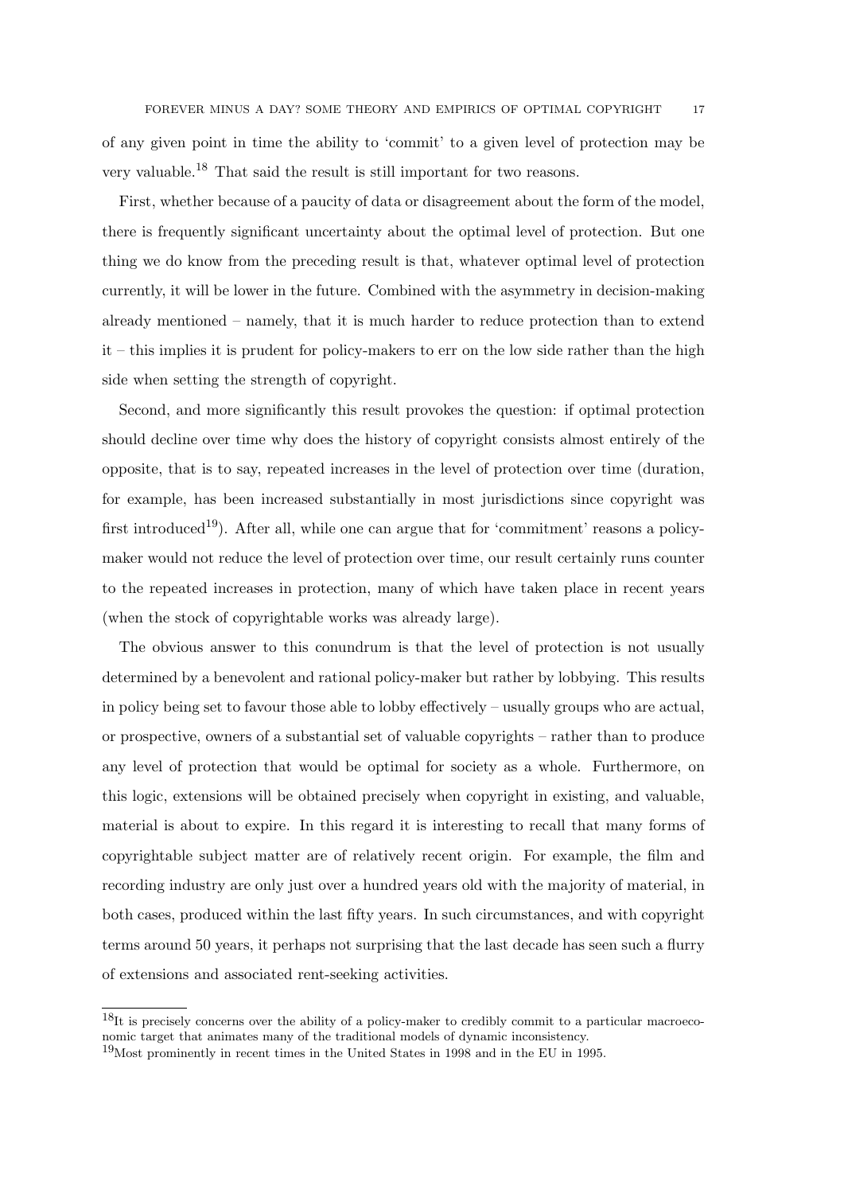of any given point in time the ability to 'commit' to a given level of protection may be very valuable.[18] That said the result is still important for two reasons.

First, whether because of a paucity of data or disagreement about the form of the model, there is frequently significant uncertainty about the optimal level of protection. But one thing we do know from the preceding result is that, whatever optimal level of protection currently, it will be lower in the future. Combined with the asymmetry in decision-making already mentioned – namely, that it is much harder to reduce protection than to extend it – this implies it is prudent for policy-makers to err on the low side rather than the high side when setting the strength of copyright.

Second, and more significantly this result provokes the question: if optimal protection should decline over time why does the history of copyright consists almost entirely of the opposite, that is to say, repeated increases in the level of protection over time (duration, for example, has been increased substantially in most jurisdictions since copyright was first introduced[19]). After all, while one can argue that for 'commitment' reasons a policy-maker would not reduce the level of protection over time, our result certainly runs counter to the repeated increases in protection, many of which have taken place in recent years (when the stock of copyrightable works was already large).

The obvious answer to this conundrum is that the level of protection is not usually determined by a benevolent and rational policy-maker but rather by lobbying. This results in policy being set to favour those able to lobby effectively – usually groups who are actual, or prospective, owners of a substantial set of valuable copyrights – rather than to produce any level of protection that would be optimal for society as a whole. Furthermore, on this logic, extensions will be obtained precisely when copyright in existing, and valuable, material is about to expire. In this regard it is interesting to recall that many forms of copyrightable subject matter are of relatively recent origin. For example, the film and recording industry are only just over a hundred years old with the majority of material, in both cases, produced within the last fifty years. In such circumstances, and with copyright terms around 50 years, it perhaps not surprising that the last decade has seen such a flurry of extensions and associated rent-seeking activities.

[18] It is precisely concerns over the ability of a policy-maker to credibly commit to a particular macroeconomic target that animates many of the traditional models of dynamic inconsistency.

[19] Most prominently in recent times in the United States in 1998 and in the EU in 1995.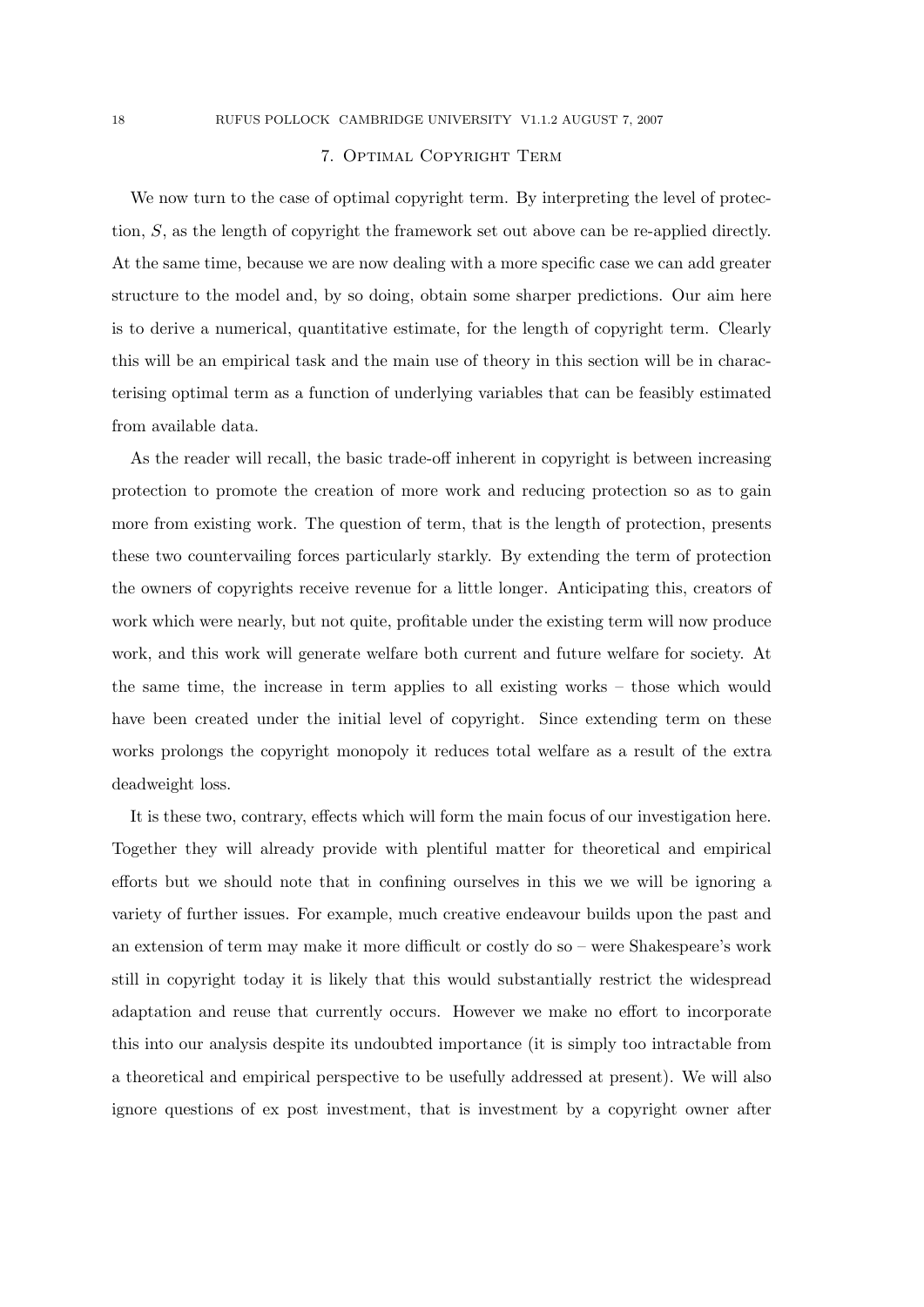## 7. Optimal Copyright Term

We now turn to the case of optimal copyright term. By interpreting the level of protection, $S$, as the length of copyright the framework set out above can be re-applied directly. At the same time, because we are now dealing with a more specific case we can add greater structure to the model and, by so doing, obtain some sharper predictions. Our aim here is to derive a numerical, quantitative estimate, for the length of copyright term. Clearly this will be an empirical task and the main use of theory in this section will be in characterising optimal term as a function of underlying variables that can be feasibly estimated from available data.

As the reader will recall, the basic trade-off inherent in copyright is between increasing protection to promote the creation of more work and reducing protection so as to gain more from existing work. The question of term, that is the length of protection, presents these two countervailing forces particularly starkly. By extending the term of protection the owners of copyrights receive revenue for a little longer. Anticipating this, creators of work which were nearly, but not quite, profitable under the existing term will now produce work, and this work will generate welfare both current and future welfare for society. At the same time, the increase in term applies to all existing works – those which would have been created under the initial level of copyright. Since extending term on these works prolongs the copyright monopoly it reduces total welfare as a result of the extra deadweight loss.

It is these two, contrary, effects which will form the main focus of our investigation here. Together they will already provide with plentiful matter for theoretical and empirical efforts but we should note that in confining ourselves in this we we will be ignoring a variety of further issues. For example, much creative endeavour builds upon the past and an extension of term may make it more difficult or costly do so – were Shakespeare's work still in copyright today it is likely that this would substantially restrict the widespread adaptation and reuse that currently occurs. However we make no effort to incorporate this into our analysis despite its undoubted importance (it is simply too intractable from a theoretical and empirical perspective to be usefully addressed at present). We will also ignore questions of ex post investment, that is investment by a copyright owner after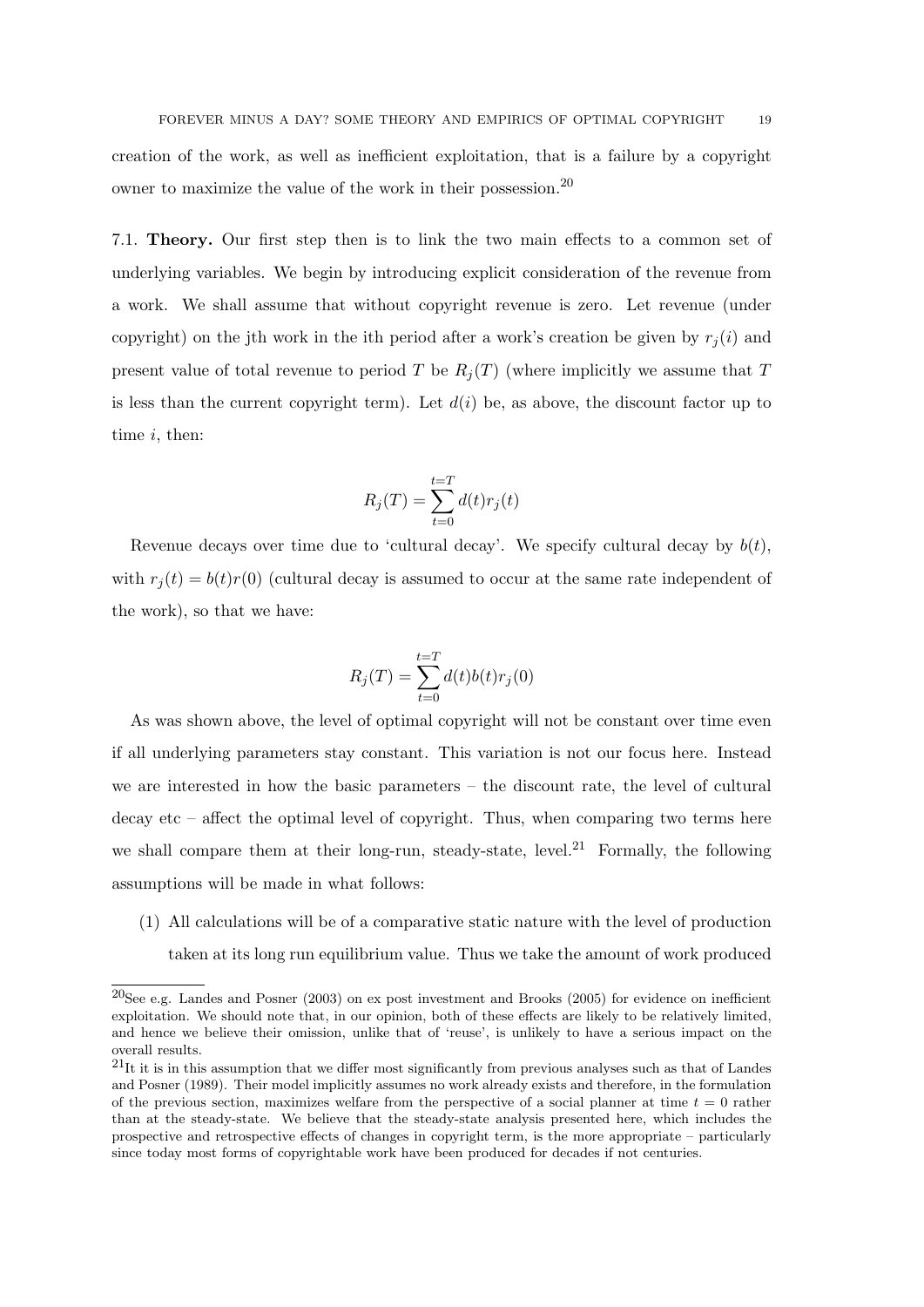creation of the work, as well as inefficient exploitation, that is a failure by a copyright owner to maximize the value of the work in their possession.[20]

7.1. **Theory.** Our first step then is to link the two main effects to a common set of underlying variables. We begin by introducing explicit consideration of the revenue from a work. We shall assume that without copyright revenue is zero. Let revenue (under copyright) on the jth work in the ith period after a work's creation be given by $r_j(i)$ and present value of total revenue to period $T$ be $R_j(T)$ (where implicitly we assume that $T$ is less than the current copyright term). Let $d(i)$ be, as above, the discount factor up to time $i$, then:

$$R_j(T) = \sum_{t=0}^{t=T} d(t) r_j(t)$$

Revenue decays over time due to 'cultural decay'. We specify cultural decay by $b(t)$, with $r_j(t) = b(t)r(0)$ (cultural decay is assumed to occur at the same rate independent of the work), so that we have:

$$R_j(T) = \sum_{t=0}^{t=T} d(t) b(t) r_j(0)$$

As was shown above, the level of optimal copyright will not be constant over time even if all underlying parameters stay constant. This variation is not our focus here. Instead we are interested in how the basic parameters – the discount rate, the level of cultural decay etc – affect the optimal level of copyright. Thus, when comparing two terms here we shall compare them at their long-run, steady-state, level.[21] Formally, the following assumptions will be made in what follows:

(1) All calculations will be of a comparative static nature with the level of production taken at its long run equilibrium value. Thus we take the amount of work produced

---

[20] See e.g. Landes and Posner (2003) on ex post investment and Brooks (2005) for evidence on inefficient exploitation. We should note that, in our opinion, both of these effects are likely to be relatively limited, and hence we believe their omission, unlike that of 'reuse', is unlikely to have a serious impact on the overall results.

[21] It it is in this assumption that we differ most significantly from previous analyses such as that of Landes and Posner (1989). Their model implicitly assumes no work already exists and therefore, in the formulation of the previous section, maximizes welfare from the perspective of a social planner at time $t = 0$ rather than at the steady-state. We believe that the steady-state analysis presented here, which includes the prospective and retrospective effects of changes in copyright term, is the more appropriate – particularly since today most forms of copyrightable work have been produced for decades if not centuries.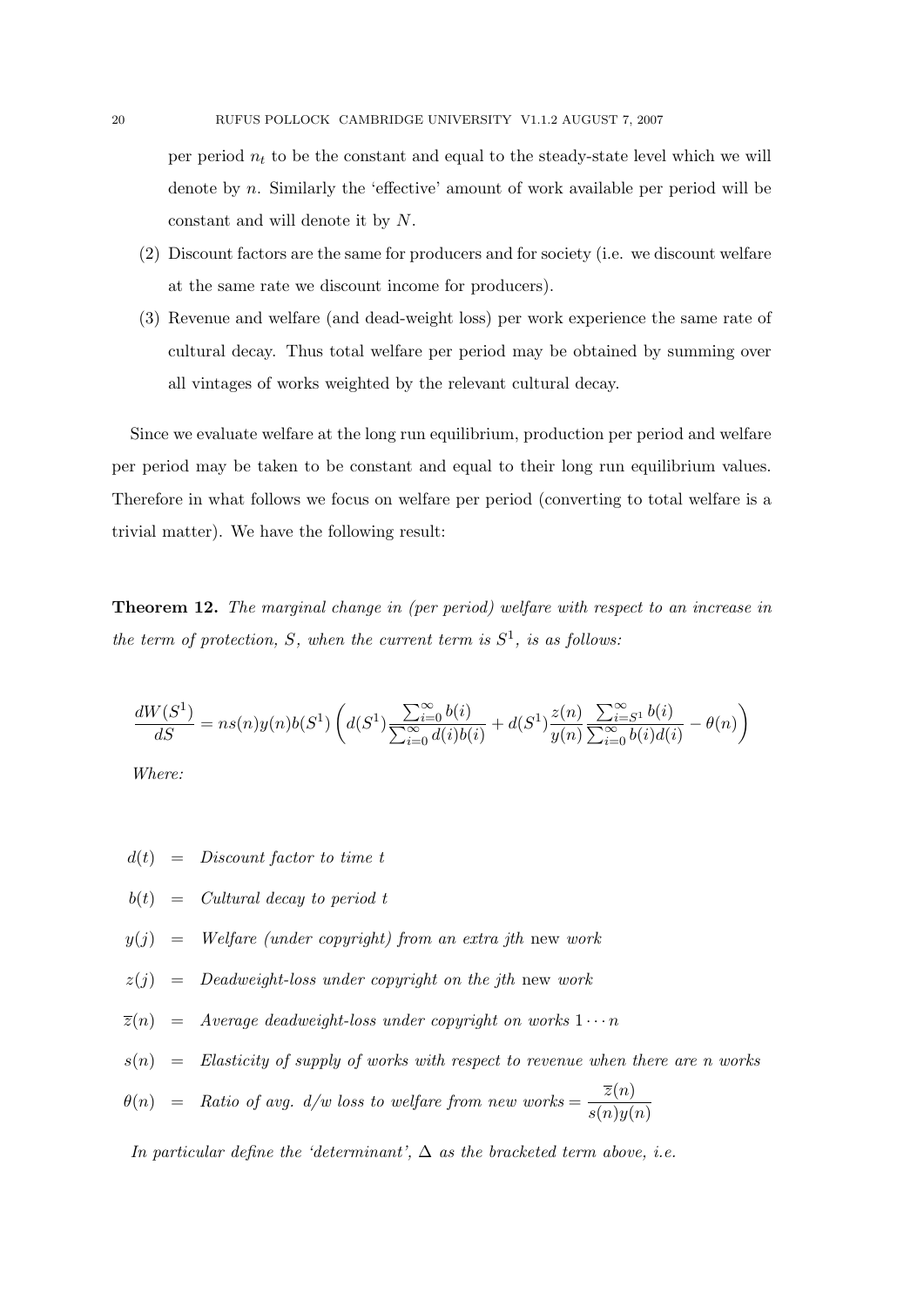per period $n_t$ to be the constant and equal to the steady-state level which we will denote by $n$. Similarly the 'effective' amount of work available per period will be constant and will denote it by $N$.

(2) Discount factors are the same for producers and for society (i.e. we discount welfare at the same rate we discount income for producers).

(3) Revenue and welfare (and dead-weight loss) per work experience the same rate of cultural decay. Thus total welfare per period may be obtained by summing over all vintages of works weighted by the relevant cultural decay.

Since we evaluate welfare at the long run equilibrium, production per period and welfare per period may be taken to be constant and equal to their long run equilibrium values. Therefore in what follows we focus on welfare per period (converting to total welfare is a trivial matter). We have the following result:

**Theorem 12.** *The marginal change in (per period) welfare with respect to an increase in the term of protection, $S$, when the current term is $S^1$, is as follows:*

$$\frac{dW(S^1)}{dS} = ns(n)y(n)b(S^1)\left(d(S^1)\frac{\sum_{i=0}^{\infty} b(i)}{\sum_{i=0}^{\infty} d(i)b(i)} + d(S^1)\frac{z(n)}{y(n)}\frac{\sum_{i=S^1}^{\infty} b(i)}{\sum_{i=0}^{\infty} b(i)d(i)} - \theta(n)\right)$$

*Where:*

$$\begin{aligned}
d(t) &= \textit{Discount factor to time } t \\
b(t) &= \textit{Cultural decay to period } t \\
y(j) &= \textit{Welfare (under copyright) from an extra jth } \text{new } \textit{work} \\
z(j) &= \textit{Deadweight-loss under copyright on the jth } \text{new } \textit{work} \\
\overline{z}(n) &= \textit{Average deadweight-loss under copyright on works } 1 \cdots n \\
s(n) &= \textit{Elasticity of supply of works with respect to revenue when there are n works} \\
\theta(n) &= \textit{Ratio of avg. d/w loss to welfare from new works} = \frac{\overline{z}(n)}{s(n)y(n)}
\end{aligned}$$

*In particular define the 'determinant', $\Delta$ as the bracketed term above, i.e.*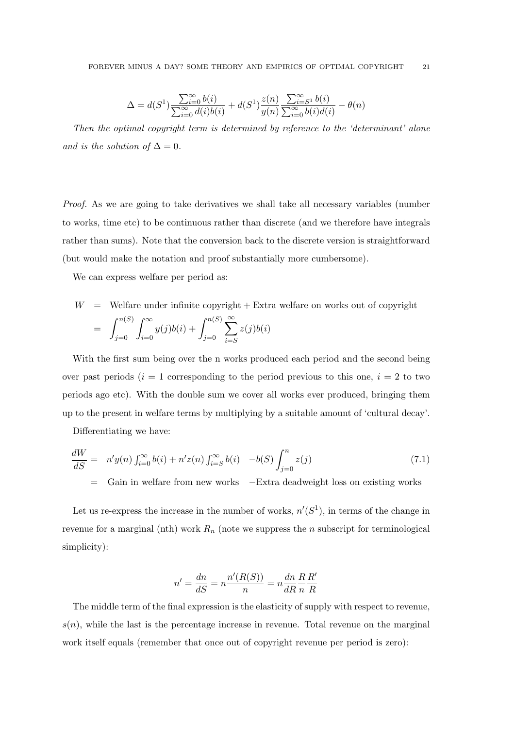$$\Delta = d(S^1)\frac{\sum_{i=0}^{\infty} b(i)}{\sum_{i=0}^{\infty} d(i)b(i)} + d(S^1)\frac{z(n)}{y(n)}\frac{\sum_{i=S^1}^{\infty} b(i)}{\sum_{i=0}^{\infty} b(i)d(i)} - \theta(n)$$

*Then the optimal copyright term is determined by reference to the 'determinant' alone and is the solution of* $\Delta = 0$*.*

*Proof.* As we are going to take derivatives we shall take all necessary variables (number to works, time etc) to be continuous rather than discrete (and we therefore have integrals rather than sums). Note that the conversion back to the discrete version is straightforward (but would make the notation and proof substantially more cumbersome).

We can express welfare per period as:

$$\begin{aligned} W &= \text{Welfare under infinite copyright} + \text{Extra welfare on works out of copyright} \\ &= \int_{j=0}^{n(S)} \int_{i=0}^{\infty} y(j)b(i) + \int_{j=0}^{n(S)} \sum_{i=S}^{\infty} z(j)b(i) \end{aligned}$$

With the first sum being over the n works produced each period and the second being over past periods ($i = 1$ corresponding to the period previous to this one, $i = 2$ to two periods ago etc). With the double sum we cover all works ever produced, bringing them up to the present in welfare terms by multiplying by a suitable amount of 'cultural decay'.

Differentiating we have:

$$\begin{aligned} \frac{dW}{dS} &= n'y(n)\int_{i=0}^{\infty} b(i) + n'z(n)\int_{i=S}^{\infty} b(i) \quad -b(S)\int_{j=0}^{n} z(j) \qquad (7.1) \\ &= \text{Gain in welfare from new works} \quad -\text{Extra deadweight loss on existing works} \end{aligned}$$

Let us re-express the increase in the number of works, $n'(S^1)$, in terms of the change in revenue for a marginal (nth) work $R_n$ (note we suppress the $n$ subscript for terminological simplicity):

$$n' = \frac{dn}{dS} = n\frac{n'(R(S))}{n} = n\frac{dn}{dR}\frac{R}{n}\frac{R'}{R}$$

The middle term of the final expression is the elasticity of supply with respect to revenue, $s(n)$, while the last is the percentage increase in revenue. Total revenue on the marginal work itself equals (remember that once out of copyright revenue per period is zero):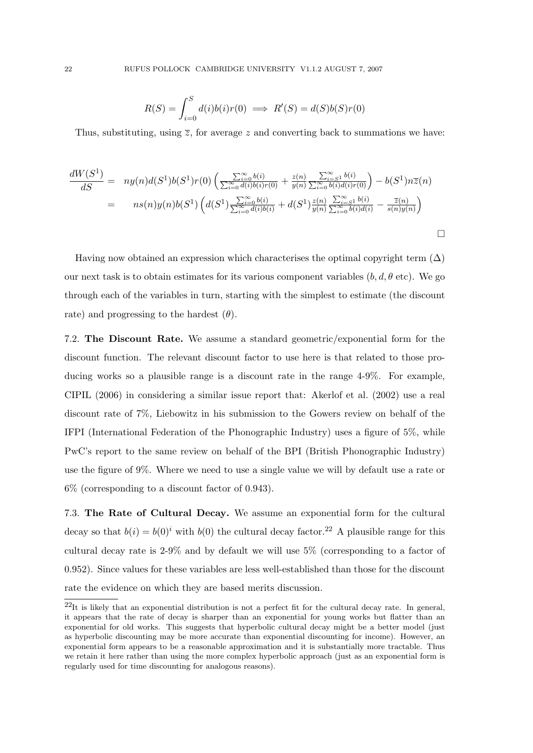$$R(S) = \int_{i=0}^{S} d(i)b(i)r(0) \implies R'(S) = d(S)b(S)r(0)$$

Thus, substituting, using $\overline{z}$, for average $z$ and converting back to summations we have:

$$\begin{aligned}
\frac{dW(S^1)}{dS} &= \quad ny(n)d(S^1)b(S^1)r(0)\left(\frac{\sum_{i=0}^{\infty} b(i)}{\sum_{i=0}^{\infty} d(i)b(i)r(0)} + \frac{z(n)}{y(n)}\frac{\sum_{i=S^1}^{\infty} b(i)}{\sum_{i=0}^{\infty} b(i)d(i)r(0)}\right) - b(S^1)n\overline{z}(n) \\
&= \quad ns(n)y(n)b(S^1)\left(d(S^1)\frac{\sum_{i=0}^{\infty} b(i)}{\sum_{i=0}^{\infty} d(i)b(i)} + d(S^1)\frac{z(n)}{y(n)}\frac{\sum_{i=S^1}^{\infty} b(i)}{\sum_{i=0}^{\infty} b(i)d(i)} - \frac{\overline{z}(n)}{s(n)y(n)}\right)
\end{aligned}$$

□

Having now obtained an expression which characterises the optimal copyright term ($\Delta$) our next task is to obtain estimates for its various component variables ($b, d, \theta$ etc). We go through each of the variables in turn, starting with the simplest to estimate (the discount rate) and progressing to the hardest ($\theta$).

7.2. **The Discount Rate.** We assume a standard geometric/exponential form for the discount function. The relevant discount factor to use here is that related to those producing works so a plausible range is a discount rate in the range 4-9%. For example, CIPIL (2006) in considering a similar issue report that: Akerlof et al. (2002) use a real discount rate of 7%, Liebowitz in his submission to the Gowers review on behalf of the IFPI (International Federation of the Phonographic Industry) uses a figure of 5%, while PwC's report to the same review on behalf of the BPI (British Phonographic Industry) use the figure of 9%. Where we need to use a single value we will by default use a rate or 6% (corresponding to a discount factor of 0.943).

7.3. **The Rate of Cultural Decay.** We assume an exponential form for the cultural decay so that $b(i) = b(0)^i$ with $b(0)$ the cultural decay factor.[22] A plausible range for this cultural decay rate is 2-9% and by default we will use 5% (corresponding to a factor of 0.952). Since values for these variables are less well-established than those for the discount rate the evidence on which they are based merits discussion.

[22] It is likely that an exponential distribution is not a perfect fit for the cultural decay rate. In general, it appears that the rate of decay is sharper than an exponential for young works but flatter than an exponential for old works. This suggests that hyperbolic cultural decay might be a better model (just as hyperbolic discounting may be more accurate than exponential discounting for income). However, an exponential form appears to be a reasonable approximation and it is substantially more tractable. Thus we retain it here rather than using the more complex hyperbolic approach (just as an exponential form is regularly used for time discounting for analogous reasons).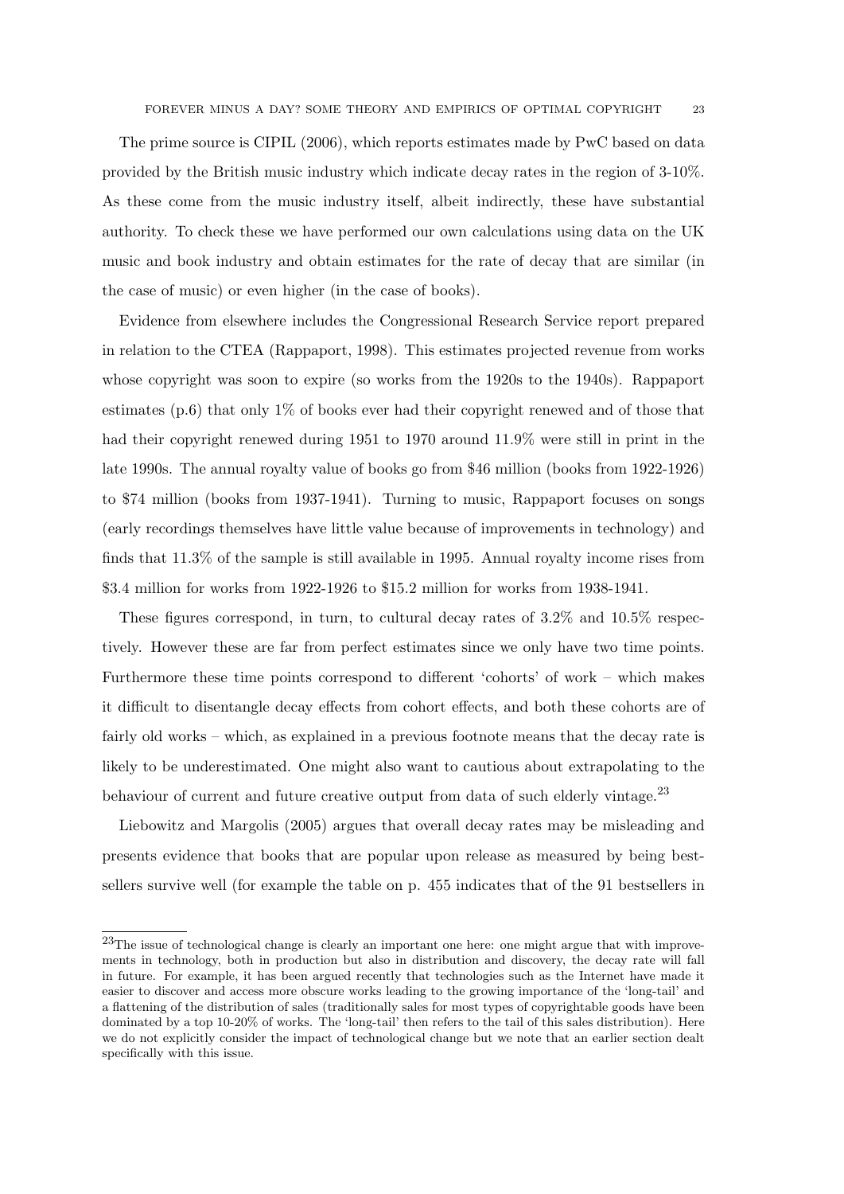The prime source is CIPIL (2006), which reports estimates made by PwC based on data provided by the British music industry which indicate decay rates in the region of 3-10%. As these come from the music industry itself, albeit indirectly, these have substantial authority. To check these we have performed our own calculations using data on the UK music and book industry and obtain estimates for the rate of decay that are similar (in the case of music) or even higher (in the case of books).

Evidence from elsewhere includes the Congressional Research Service report prepared in relation to the CTEA (Rappaport, 1998). This estimates projected revenue from works whose copyright was soon to expire (so works from the 1920s to the 1940s). Rappaport estimates (p.6) that only 1% of books ever had their copyright renewed and of those that had their copyright renewed during 1951 to 1970 around 11.9% were still in print in the late 1990s. The annual royalty value of books go from $46 million (books from 1922-1926) to $74 million (books from 1937-1941). Turning to music, Rappaport focuses on songs (early recordings themselves have little value because of improvements in technology) and finds that 11.3% of the sample is still available in 1995. Annual royalty income rises from $3.4 million for works from 1922-1926 to $15.2 million for works from 1938-1941.

These figures correspond, in turn, to cultural decay rates of 3.2% and 10.5% respectively. However these are far from perfect estimates since we only have two time points. Furthermore these time points correspond to different 'cohorts' of work – which makes it difficult to disentangle decay effects from cohort effects, and both these cohorts are of fairly old works – which, as explained in a previous footnote means that the decay rate is likely to be underestimated. One might also want to cautious about extrapolating to the behaviour of current and future creative output from data of such elderly vintage.[23]

Liebowitz and Margolis (2005) argues that overall decay rates may be misleading and presents evidence that books that are popular upon release as measured by being best-sellers survive well (for example the table on p. 455 indicates that of the 91 bestsellers in

[23]The issue of technological change is clearly an important one here: one might argue that with improvements in technology, both in production but also in distribution and discovery, the decay rate will fall in future. For example, it has been argued recently that technologies such as the Internet have made it easier to discover and access more obscure works leading to the growing importance of the 'long-tail' and a flattening of the distribution of sales (traditionally sales for most types of copyrightable goods have been dominated by a top 10-20% of works. The 'long-tail' then refers to the tail of this sales distribution). Here we do not explicitly consider the impact of technological change but we note that an earlier section dealt specifically with this issue.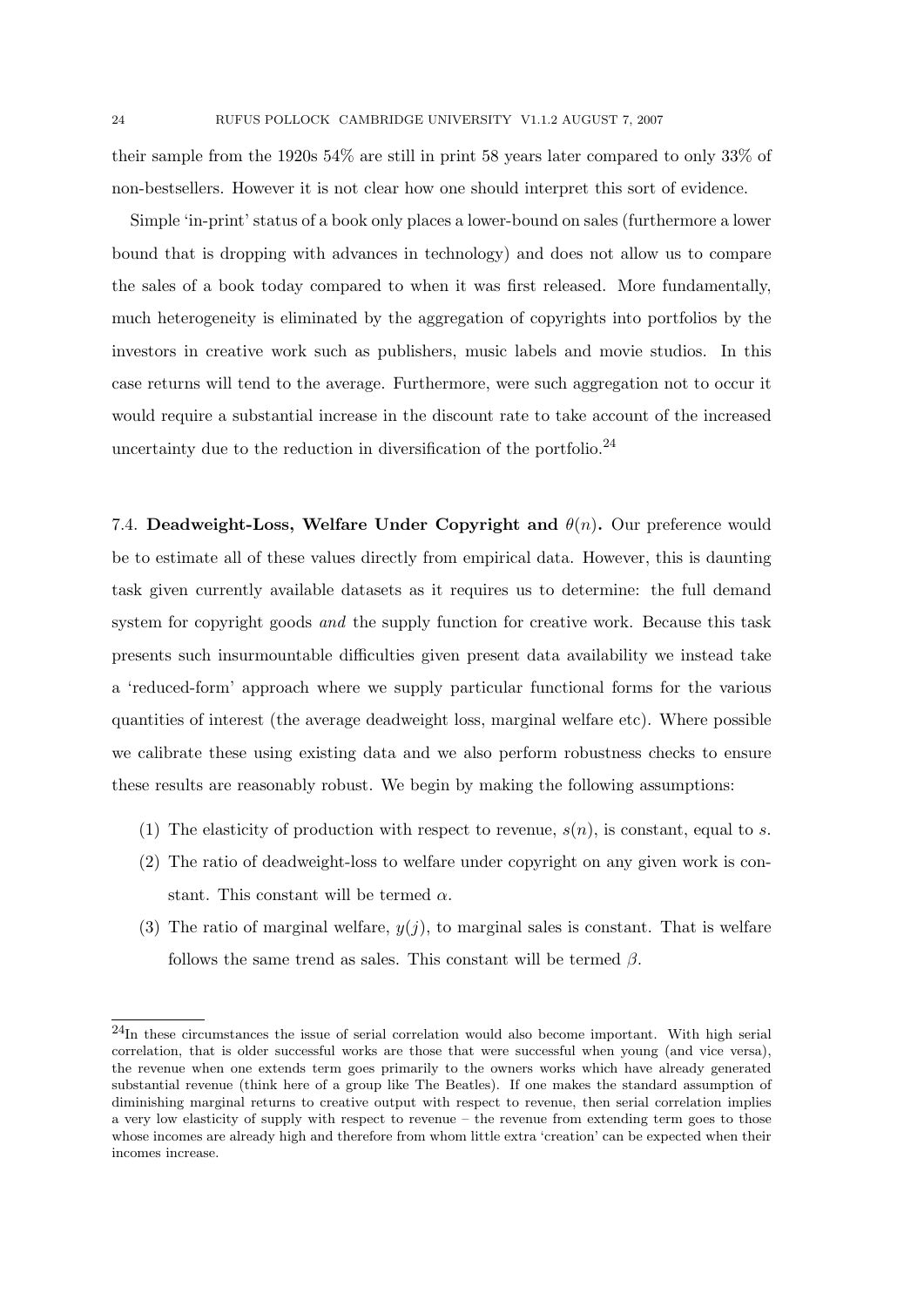their sample from the 1920s 54% are still in print 58 years later compared to only 33% of non-bestsellers. However it is not clear how one should interpret this sort of evidence.

Simple 'in-print' status of a book only places a lower-bound on sales (furthermore a lower bound that is dropping with advances in technology) and does not allow us to compare the sales of a book today compared to when it was first released. More fundamentally, much heterogeneity is eliminated by the aggregation of copyrights into portfolios by the investors in creative work such as publishers, music labels and movie studios. In this case returns will tend to the average. Furthermore, were such aggregation not to occur it would require a substantial increase in the discount rate to take account of the increased uncertainty due to the reduction in diversification of the portfolio.[24]

7.4. **Deadweight-Loss, Welfare Under Copyright and $\theta(n)$.** Our preference would be to estimate all of these values directly from empirical data. However, this is daunting task given currently available datasets as it requires us to determine: the full demand system for copyright goods *and* the supply function for creative work. Because this task presents such insurmountable difficulties given present data availability we instead take a 'reduced-form' approach where we supply particular functional forms for the various quantities of interest (the average deadweight loss, marginal welfare etc). Where possible we calibrate these using existing data and we also perform robustness checks to ensure these results are reasonably robust. We begin by making the following assumptions:

1. The elasticity of production with respect to revenue, $s(n)$, is constant, equal to $s$.
2. The ratio of deadweight-loss to welfare under copyright on any given work is constant. This constant will be termed $\alpha$.
3. The ratio of marginal welfare, $y(j)$, to marginal sales is constant. That is welfare follows the same trend as sales. This constant will be termed $\beta$.

---

[24] In these circumstances the issue of serial correlation would also become important. With high serial correlation, that is older successful works are those that were successful when young (and vice versa), the revenue when one extends term goes primarily to the owners works which have already generated substantial revenue (think here of a group like The Beatles). If one makes the standard assumption of diminishing marginal returns to creative output with respect to revenue, then serial correlation implies a very low elasticity of supply with respect to revenue – the revenue from extending term goes to those whose incomes are already high and therefore from whom little extra 'creation' can be expected when their incomes increase.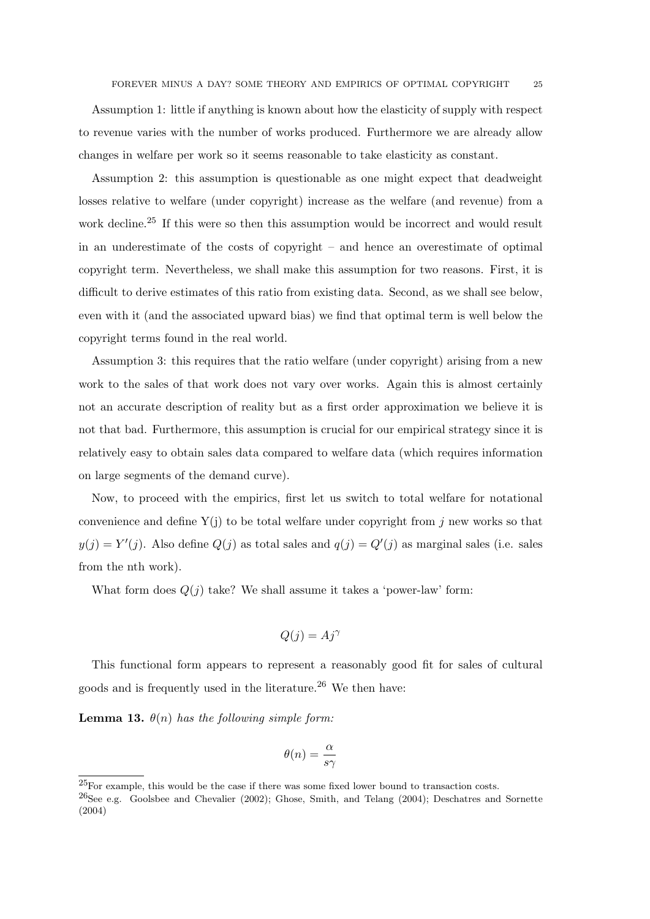Assumption 1: little if anything is known about how the elasticity of supply with respect to revenue varies with the number of works produced. Furthermore we are already allow changes in welfare per work so it seems reasonable to take elasticity as constant.

Assumption 2: this assumption is questionable as one might expect that deadweight losses relative to welfare (under copyright) increase as the welfare (and revenue) from a work decline.[25] If this were so then this assumption would be incorrect and would result in an underestimate of the costs of copyright – and hence an overestimate of optimal copyright term. Nevertheless, we shall make this assumption for two reasons. First, it is difficult to derive estimates of this ratio from existing data. Second, as we shall see below, even with it (and the associated upward bias) we find that optimal term is well below the copyright terms found in the real world.

Assumption 3: this requires that the ratio welfare (under copyright) arising from a new work to the sales of that work does not vary over works. Again this is almost certainly not an accurate description of reality but as a first order approximation we believe it is not that bad. Furthermore, this assumption is crucial for our empirical strategy since it is relatively easy to obtain sales data compared to welfare data (which requires information on large segments of the demand curve).

Now, to proceed with the empirics, first let us switch to total welfare for notational convenience and define Y(j) to be total welfare under copyright from $j$ new works so that $y(j) = Y'(j)$. Also define $Q(j)$ as total sales and $q(j) = Q'(j)$ as marginal sales (i.e. sales from the nth work).

What form does $Q(j)$ take? We shall assume it takes a 'power-law' form:

$$Q(j) = Aj^{\gamma}$$

This functional form appears to represent a reasonably good fit for sales of cultural goods and is frequently used in the literature.[26] We then have:

**Lemma 13.** *$\theta(n)$ has the following simple form:*

$$\theta(n) = \frac{\alpha}{s\gamma}$$

[25] For example, this would be the case if there was some fixed lower bound to transaction costs.

[26] See e.g. Goolsbee and Chevalier (2002); Ghose, Smith, and Telang (2004); Deschatres and Sornette (2004)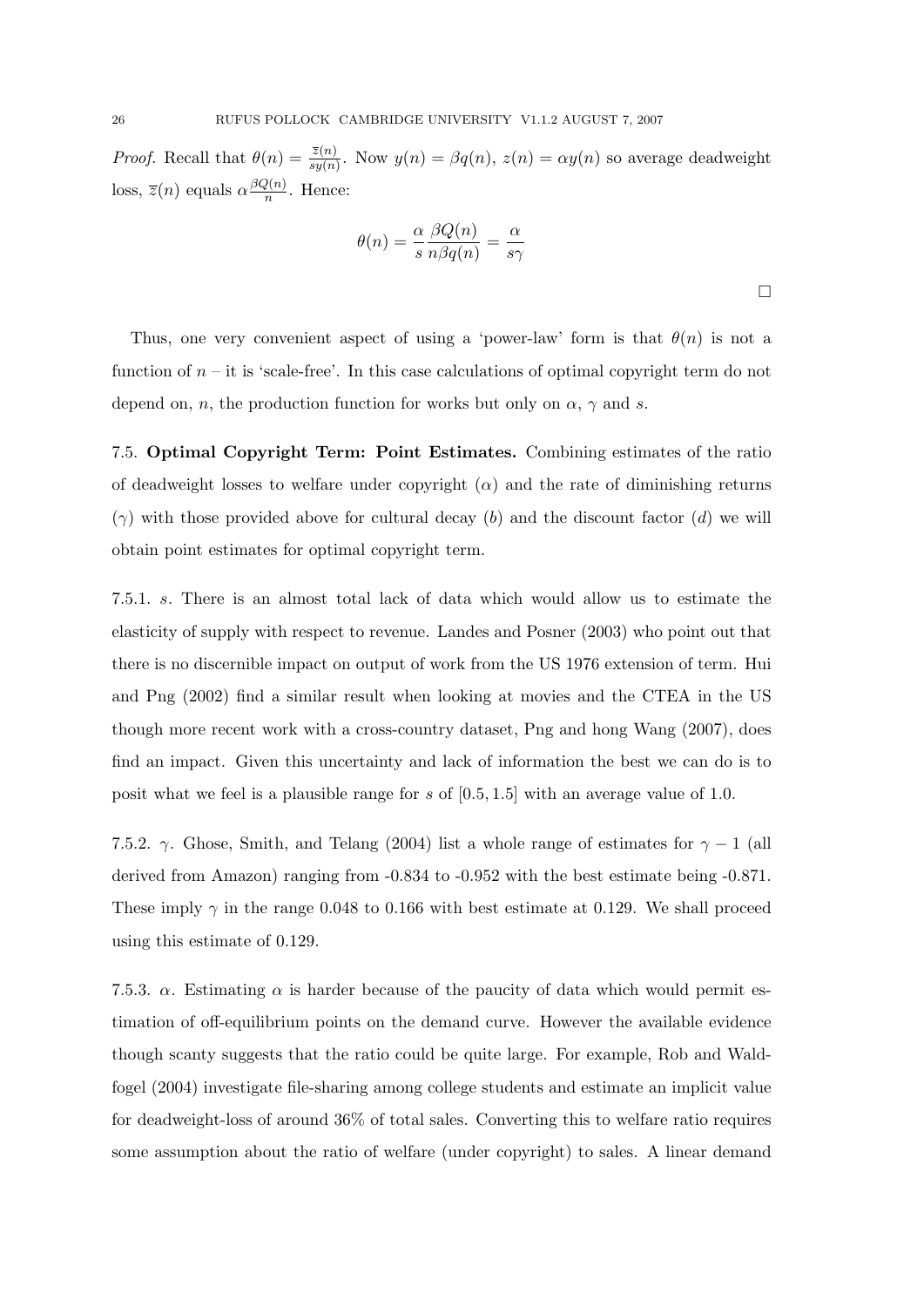*Proof.* Recall that $\theta(n) = \frac{\overline{z}(n)}{sy(n)}$. Now $y(n) = \beta q(n)$, $z(n) = \alpha y(n)$ so average deadweight loss, $\overline{z}(n)$ equals $\alpha \frac{\beta Q(n)}{n}$. Hence:

$$\theta(n) = \frac{\alpha}{s} \frac{\beta Q(n)}{n \beta q(n)} = \frac{\alpha}{s\gamma}$$

□

Thus, one very convenient aspect of using a 'power-law' form is that $\theta(n)$ is not a function of $n$ – it is 'scale-free'. In this case calculations of optimal copyright term do not depend on, $n$, the production function for works but only on $\alpha$, $\gamma$ and $s$.

7.5. **Optimal Copyright Term: Point Estimates.** Combining estimates of the ratio of deadweight losses to welfare under copyright ($\alpha$) and the rate of diminishing returns ($\gamma$) with those provided above for cultural decay ($b$) and the discount factor ($d$) we will obtain point estimates for optimal copyright term.

7.5.1. *s*. There is an almost total lack of data which would allow us to estimate the elasticity of supply with respect to revenue. Landes and Posner (2003) who point out that there is no discernible impact on output of work from the US 1976 extension of term. Hui and Png (2002) find a similar result when looking at movies and the CTEA in the US though more recent work with a cross-country dataset, Png and hong Wang (2007), does find an impact. Given this uncertainty and lack of information the best we can do is to posit what we feel is a plausible range for $s$ of $[0.5, 1.5]$ with an average value of 1.0.

7.5.2. $\gamma$. Ghose, Smith, and Telang (2004) list a whole range of estimates for $\gamma - 1$ (all derived from Amazon) ranging from -0.834 to -0.952 with the best estimate being -0.871. These imply $\gamma$ in the range 0.048 to 0.166 with best estimate at 0.129. We shall proceed using this estimate of 0.129.

7.5.3. $\alpha$. Estimating $\alpha$ is harder because of the paucity of data which would permit estimation of off-equilibrium points on the demand curve. However the available evidence though scanty suggests that the ratio could be quite large. For example, Rob and Waldfogel (2004) investigate file-sharing among college students and estimate an implicit value for deadweight-loss of around 36% of total sales. Converting this to welfare ratio requires some assumption about the ratio of welfare (under copyright) to sales. A linear demand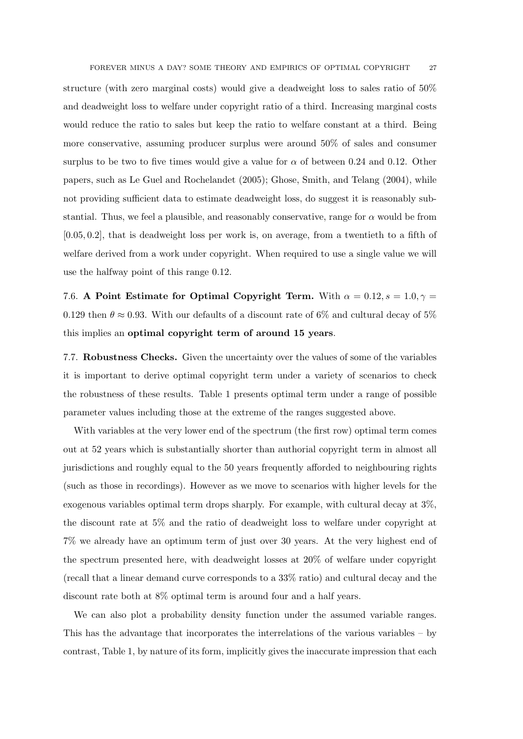structure (with zero marginal costs) would give a deadweight loss to sales ratio of 50% and deadweight loss to welfare under copyright ratio of a third. Increasing marginal costs would reduce the ratio to sales but keep the ratio to welfare constant at a third. Being more conservative, assuming producer surplus were around 50% of sales and consumer surplus to be two to five times would give a value for $\alpha$ of between 0.24 and 0.12. Other papers, such as Le Guel and Rochelandet (2005); Ghose, Smith, and Telang (2004), while not providing sufficient data to estimate deadweight loss, do suggest it is reasonably substantial. Thus, we feel a plausible, and reasonably conservative, range for $\alpha$ would be from $[0.05, 0.2]$, that is deadweight loss per work is, on average, from a twentieth to a fifth of welfare derived from a work under copyright. When required to use a single value we will use the halfway point of this range 0.12.

7.6. **A Point Estimate for Optimal Copyright Term.** With $\alpha = 0.12, s = 1.0, \gamma = 0.129$ then $\theta \approx 0.93$. With our defaults of a discount rate of 6% and cultural decay of 5% this implies an **optimal copyright term of around 15 years**.

7.7. **Robustness Checks.** Given the uncertainty over the values of some of the variables it is important to derive optimal copyright term under a variety of scenarios to check the robustness of these results. Table 1 presents optimal term under a range of possible parameter values including those at the extreme of the ranges suggested above.

With variables at the very lower end of the spectrum (the first row) optimal term comes out at 52 years which is substantially shorter than authorial copyright term in almost all jurisdictions and roughly equal to the 50 years frequently afforded to neighbouring rights (such as those in recordings). However as we move to scenarios with higher levels for the exogenous variables optimal term drops sharply. For example, with cultural decay at 3%, the discount rate at 5% and the ratio of deadweight loss to welfare under copyright at 7% we already have an optimum term of just over 30 years. At the very highest end of the spectrum presented here, with deadweight losses at 20% of welfare under copyright (recall that a linear demand curve corresponds to a 33% ratio) and cultural decay and the discount rate both at 8% optimal term is around four and a half years.

We can also plot a probability density function under the assumed variable ranges. This has the advantage that incorporates the interrelations of the various variables – by contrast, Table 1, by nature of its form, implicitly gives the inaccurate impression that each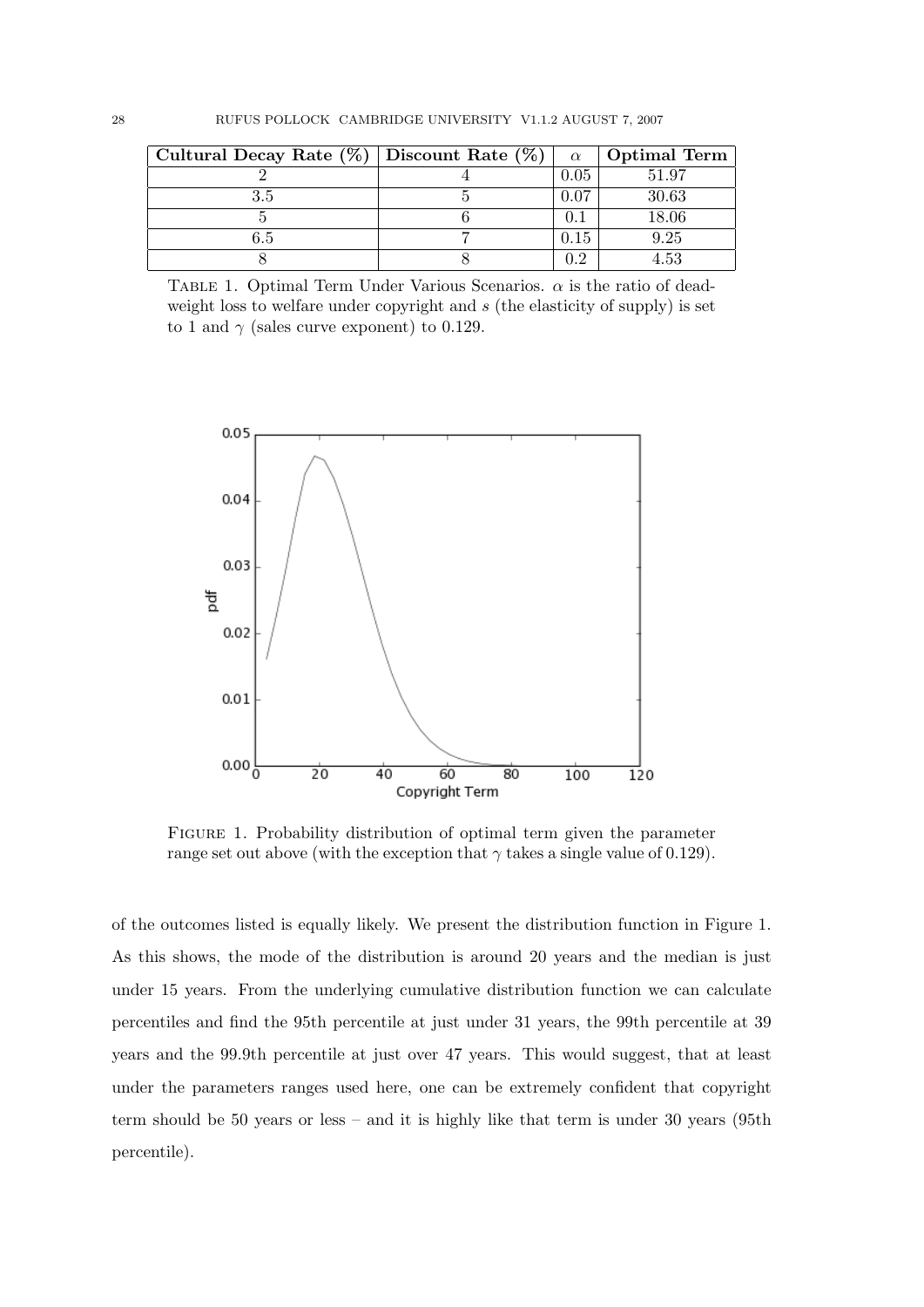| Cultural Decay Rate (%) | Discount Rate (%) | $\alpha$ | Optimal Term |
|---|---|---|---|
| 2 | 4 | 0.05 | 51.97 |
| 3.5 | 5 | 0.07 | 30.63 |
| 5 | 6 | 0.1 | 18.06 |
| 6.5 | 7 | 0.15 | 9.25 |
| 8 | 8 | 0.2 | 4.53 |

Table 1. Optimal Term Under Various Scenarios. $\alpha$ is the ratio of deadweight loss to welfare under copyright and $s$ (the elasticity of supply) is set to 1 and $\gamma$ (sales curve exponent) to 0.129.

Figure 1. Probability distribution of optimal term given the parameter range set out above (with the exception that $\gamma$ takes a single value of 0.129).

of the outcomes listed is equally likely. We present the distribution function in Figure 1. As this shows, the mode of the distribution is around 20 years and the median is just under 15 years. From the underlying cumulative distribution function we can calculate percentiles and find the 95th percentile at just under 31 years, the 99th percentile at 39 years and the 99.9th percentile at just over 47 years. This would suggest, that at least under the parameters ranges used here, one can be extremely confident that copyright term should be 50 years or less – and it is highly like that term is under 30 years (95th percentile).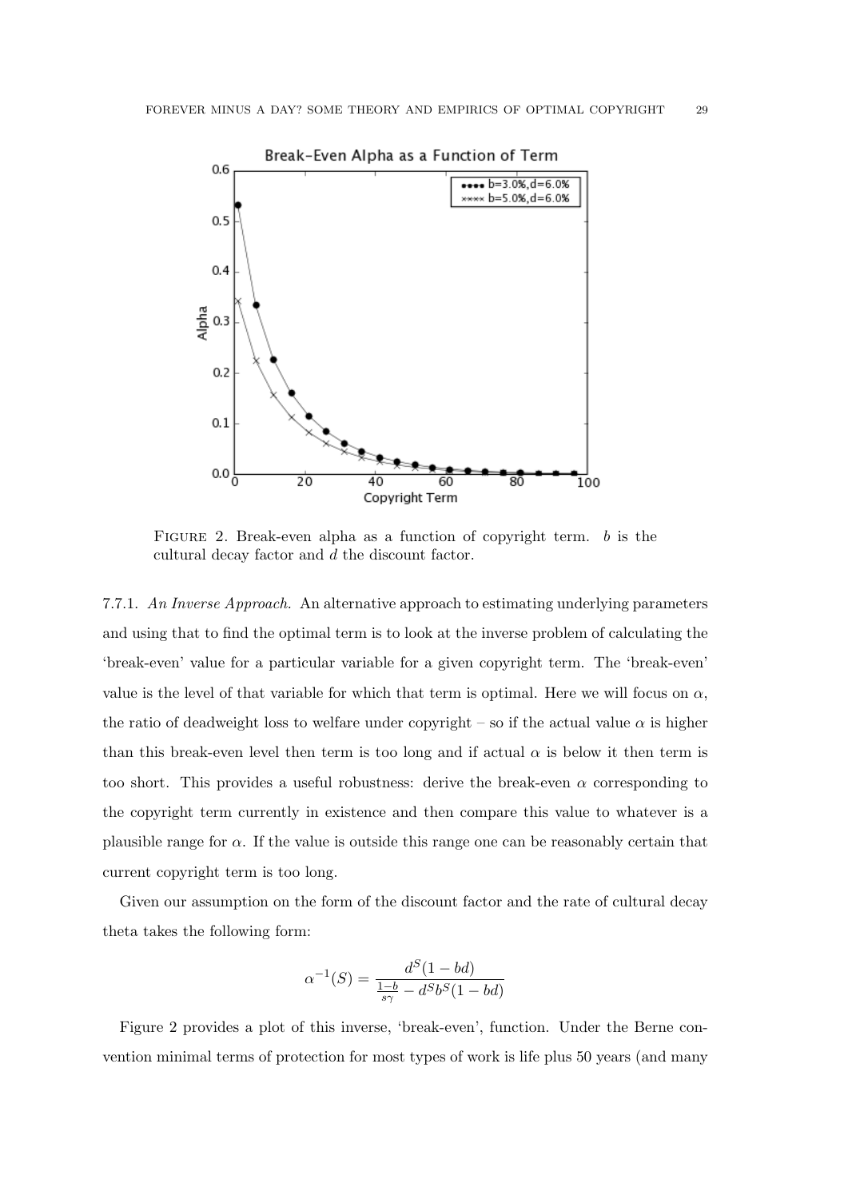Figure 2. Break-even alpha as a function of copyright term. $b$ is the cultural decay factor and $d$ the discount factor.

7.7.1. *An Inverse Approach.* An alternative approach to estimating underlying parameters and using that to find the optimal term is to look at the inverse problem of calculating the 'break-even' value for a particular variable for a given copyright term. The 'break-even' value is the level of that variable for which that term is optimal. Here we will focus on $\alpha$, the ratio of deadweight loss to welfare under copyright – so if the actual value $\alpha$ is higher than this break-even level then term is too long and if actual $\alpha$ is below it then term is too short. This provides a useful robustness: derive the break-even $\alpha$ corresponding to the copyright term currently in existence and then compare this value to whatever is a plausible range for $\alpha$. If the value is outside this range one can be reasonably certain that current copyright term is too long.

Given our assumption on the form of the discount factor and the rate of cultural decay theta takes the following form:

$$\alpha^{-1}(S) = \frac{d^S(1-bd)}{\frac{1-b}{s\gamma} - d^S b^S (1-bd)}$$

Figure 2 provides a plot of this inverse, 'break-even', function. Under the Berne convention minimal terms of protection for most types of work is life plus 50 years (and many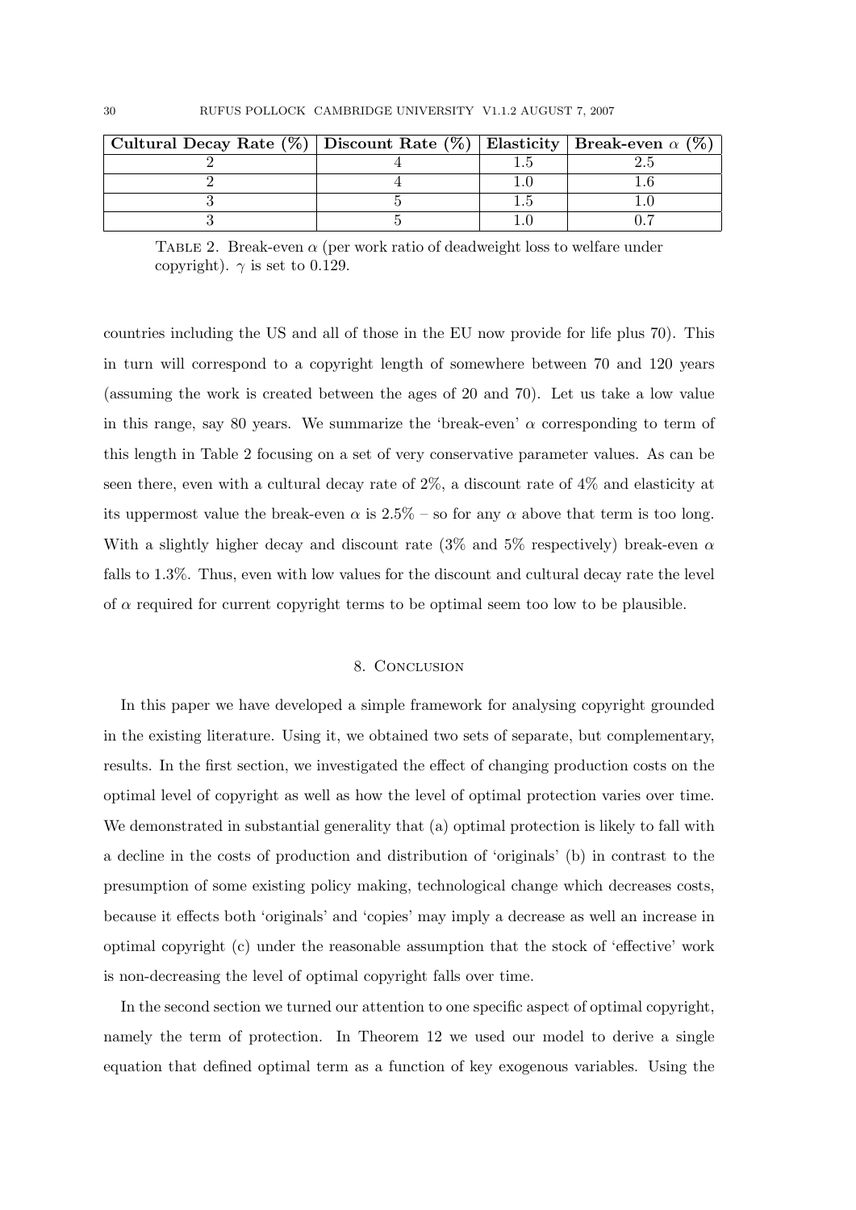| Cultural Decay Rate (%) | Discount Rate (%) | Elasticity | Break-even $\alpha$ (%) |
|---|---|---|---|
| 2 | 4 | 1.5 | 2.5 |
| 2 | 4 | 1.0 | 1.6 |
| 3 | 5 | 1.5 | 1.0 |
| 3 | 5 | 1.0 | 0.7 |

TABLE 2. Break-even $\alpha$ (per work ratio of deadweight loss to welfare under copyright). $\gamma$ is set to 0.129.

countries including the US and all of those in the EU now provide for life plus 70). This in turn will correspond to a copyright length of somewhere between 70 and 120 years (assuming the work is created between the ages of 20 and 70). Let us take a low value in this range, say 80 years. We summarize the 'break-even' $\alpha$ corresponding to term of this length in Table 2 focusing on a set of very conservative parameter values. As can be seen there, even with a cultural decay rate of 2%, a discount rate of 4% and elasticity at its uppermost value the break-even $\alpha$ is 2.5% – so for any $\alpha$ above that term is too long. With a slightly higher decay and discount rate (3% and 5% respectively) break-even $\alpha$ falls to 1.3%. Thus, even with low values for the discount and cultural decay rate the level of $\alpha$ required for current copyright terms to be optimal seem too low to be plausible.

## 8. Conclusion

In this paper we have developed a simple framework for analysing copyright grounded in the existing literature. Using it, we obtained two sets of separate, but complementary, results. In the first section, we investigated the effect of changing production costs on the optimal level of copyright as well as how the level of optimal protection varies over time. We demonstrated in substantial generality that (a) optimal protection is likely to fall with a decline in the costs of production and distribution of 'originals' (b) in contrast to the presumption of some existing policy making, technological change which decreases costs, because it effects both 'originals' and 'copies' may imply a decrease as well an increase in optimal copyright (c) under the reasonable assumption that the stock of 'effective' work is non-decreasing the level of optimal copyright falls over time.

In the second section we turned our attention to one specific aspect of optimal copyright, namely the term of protection. In Theorem 12 we used our model to derive a single equation that defined optimal term as a function of key exogenous variables. Using the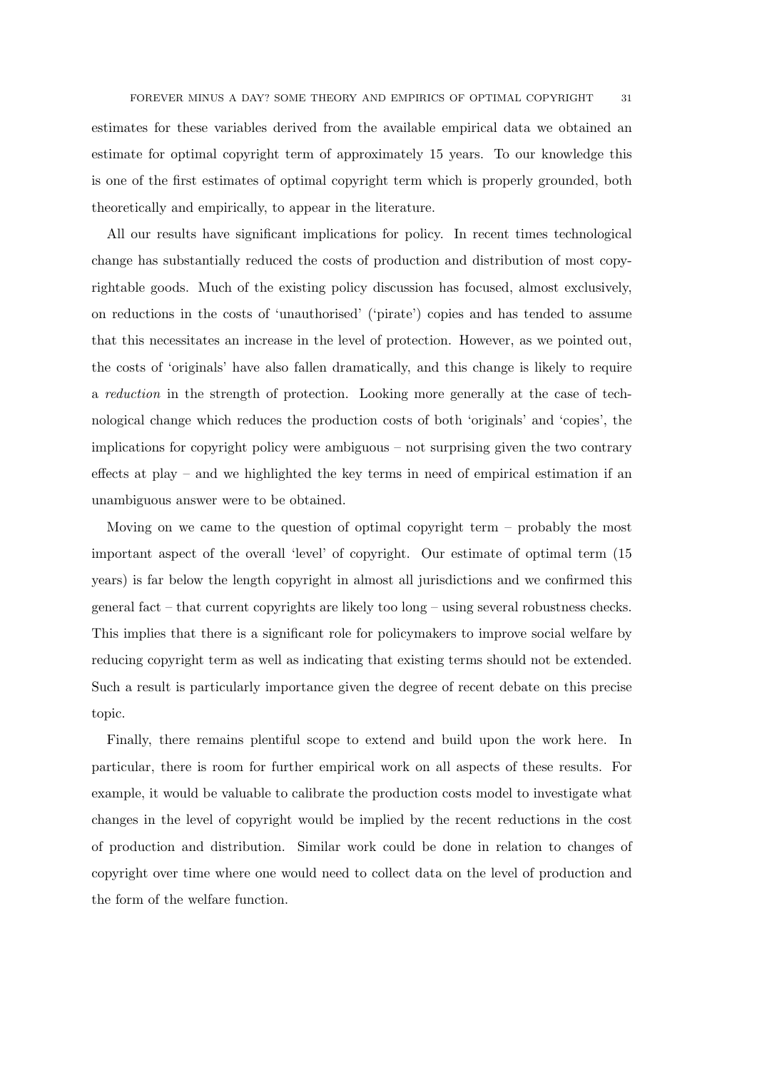estimates for these variables derived from the available empirical data we obtained an estimate for optimal copyright term of approximately 15 years. To our knowledge this is one of the first estimates of optimal copyright term which is properly grounded, both theoretically and empirically, to appear in the literature.

All our results have significant implications for policy. In recent times technological change has substantially reduced the costs of production and distribution of most copyrightable goods. Much of the existing policy discussion has focused, almost exclusively, on reductions in the costs of 'unauthorised' ('pirate') copies and has tended to assume that this necessitates an increase in the level of protection. However, as we pointed out, the costs of 'originals' have also fallen dramatically, and this change is likely to require a *reduction* in the strength of protection. Looking more generally at the case of technological change which reduces the production costs of both 'originals' and 'copies', the implications for copyright policy were ambiguous – not surprising given the two contrary effects at play – and we highlighted the key terms in need of empirical estimation if an unambiguous answer were to be obtained.

Moving on we came to the question of optimal copyright term – probably the most important aspect of the overall 'level' of copyright. Our estimate of optimal term (15 years) is far below the length copyright in almost all jurisdictions and we confirmed this general fact – that current copyrights are likely too long – using several robustness checks. This implies that there is a significant role for policymakers to improve social welfare by reducing copyright term as well as indicating that existing terms should not be extended. Such a result is particularly importance given the degree of recent debate on this precise topic.

Finally, there remains plentiful scope to extend and build upon the work here. In particular, there is room for further empirical work on all aspects of these results. For example, it would be valuable to calibrate the production costs model to investigate what changes in the level of copyright would be implied by the recent reductions in the cost of production and distribution. Similar work could be done in relation to changes of copyright over time where one would need to collect data on the level of production and the form of the welfare function.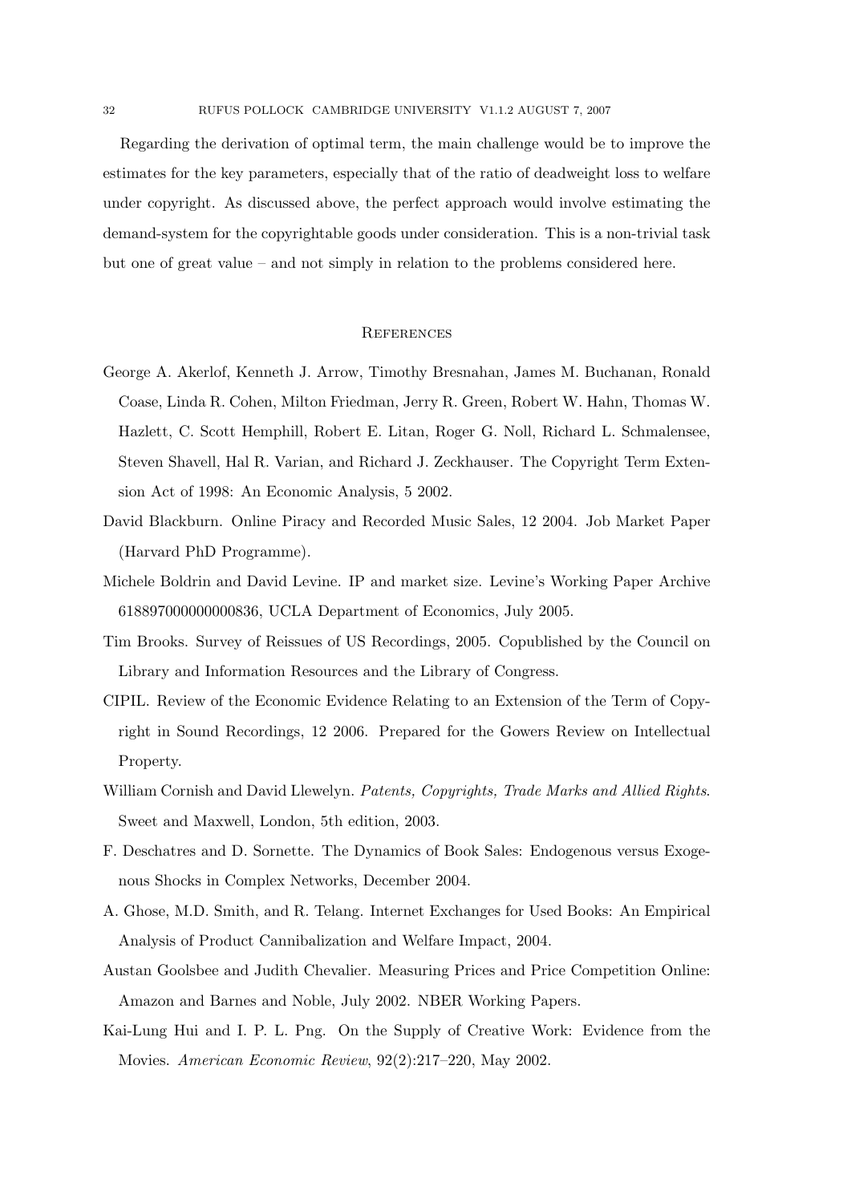Regarding the derivation of optimal term, the main challenge would be to improve the estimates for the key parameters, especially that of the ratio of deadweight loss to welfare under copyright. As discussed above, the perfect approach would involve estimating the demand-system for the copyrightable goods under consideration. This is a non-trivial task but one of great value – and not simply in relation to the problems considered here.

## References

George A. Akerlof, Kenneth J. Arrow, Timothy Bresnahan, James M. Buchanan, Ronald Coase, Linda R. Cohen, Milton Friedman, Jerry R. Green, Robert W. Hahn, Thomas W. Hazlett, C. Scott Hemphill, Robert E. Litan, Roger G. Noll, Richard L. Schmalensee, Steven Shavell, Hal R. Varian, and Richard J. Zeckhauser. The Copyright Term Extension Act of 1998: An Economic Analysis, 5 2002.

David Blackburn. Online Piracy and Recorded Music Sales, 12 2004. Job Market Paper (Harvard PhD Programme).

Michele Boldrin and David Levine. IP and market size. Levine's Working Paper Archive 618897000000000836, UCLA Department of Economics, July 2005.

Tim Brooks. Survey of Reissues of US Recordings, 2005. Copublished by the Council on Library and Information Resources and the Library of Congress.

CIPIL. Review of the Economic Evidence Relating to an Extension of the Term of Copyright in Sound Recordings, 12 2006. Prepared for the Gowers Review on Intellectual Property.

William Cornish and David Llewelyn. *Patents, Copyrights, Trade Marks and Allied Rights*. Sweet and Maxwell, London, 5th edition, 2003.

F. Deschatres and D. Sornette. The Dynamics of Book Sales: Endogenous versus Exogenous Shocks in Complex Networks, December 2004.

A. Ghose, M.D. Smith, and R. Telang. Internet Exchanges for Used Books: An Empirical Analysis of Product Cannibalization and Welfare Impact, 2004.

Austan Goolsbee and Judith Chevalier. Measuring Prices and Price Competition Online: Amazon and Barnes and Noble, July 2002. NBER Working Papers.

Kai-Lung Hui and I. P. L. Png. On the Supply of Creative Work: Evidence from the Movies. *American Economic Review*, 92(2):217–220, May 2002.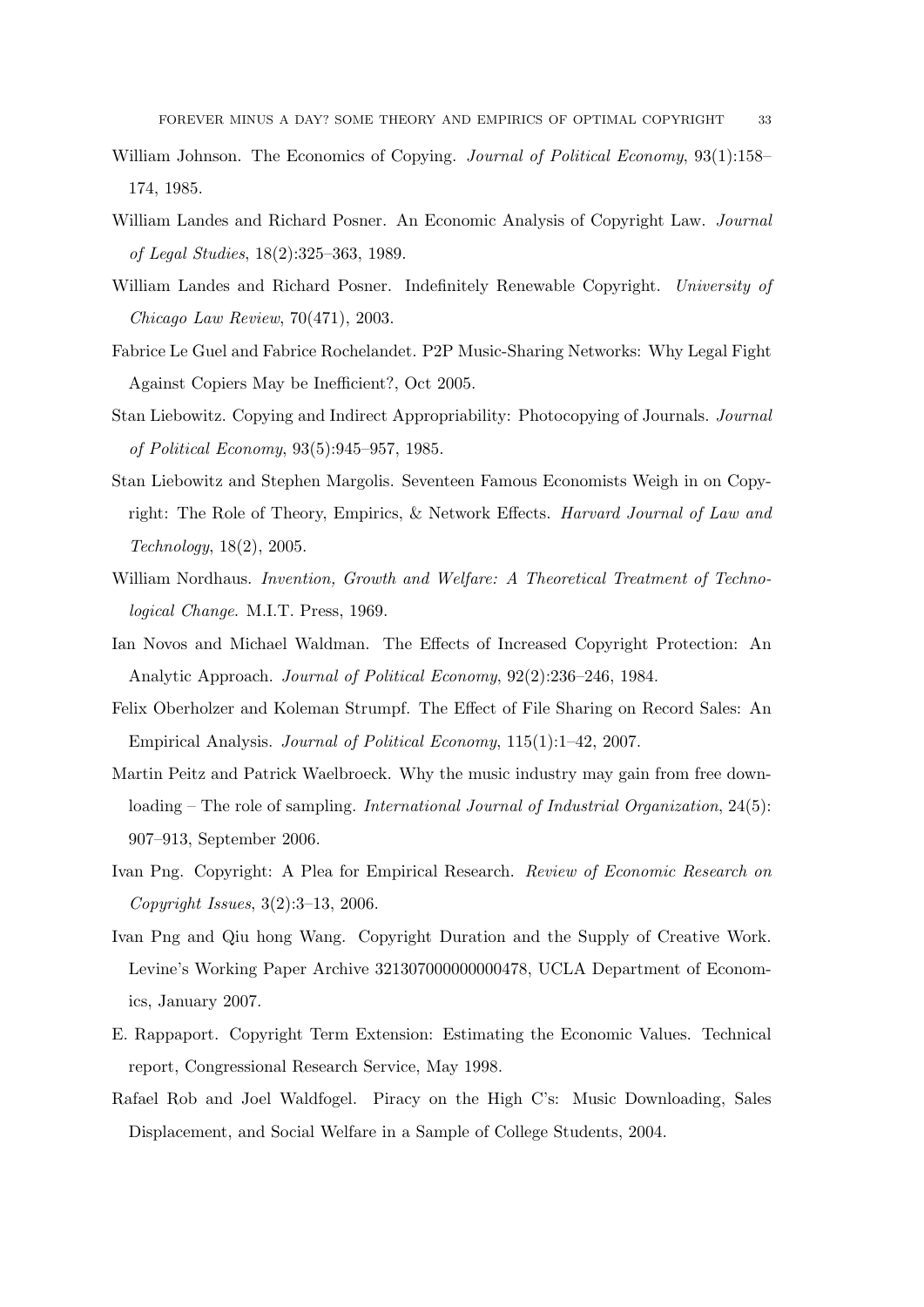William Johnson. The Economics of Copying. *Journal of Political Economy*, 93(1):158–174, 1985.

William Landes and Richard Posner. An Economic Analysis of Copyright Law. *Journal of Legal Studies*, 18(2):325–363, 1989.

William Landes and Richard Posner. Indefinitely Renewable Copyright. *University of Chicago Law Review*, 70(471), 2003.

Fabrice Le Guel and Fabrice Rochelandet. P2P Music-Sharing Networks: Why Legal Fight Against Copiers May be Inefficient?, Oct 2005.

Stan Liebowitz. Copying and Indirect Appropriability: Photocopying of Journals. *Journal of Political Economy*, 93(5):945–957, 1985.

Stan Liebowitz and Stephen Margolis. Seventeen Famous Economists Weigh in on Copyright: The Role of Theory, Empirics, & Network Effects. *Harvard Journal of Law and Technology*, 18(2), 2005.

William Nordhaus. *Invention, Growth and Welfare: A Theoretical Treatment of Technological Change*. M.I.T. Press, 1969.

Ian Novos and Michael Waldman. The Effects of Increased Copyright Protection: An Analytic Approach. *Journal of Political Economy*, 92(2):236–246, 1984.

Felix Oberholzer and Koleman Strumpf. The Effect of File Sharing on Record Sales: An Empirical Analysis. *Journal of Political Economy*, 115(1):1–42, 2007.

Martin Peitz and Patrick Waelbroeck. Why the music industry may gain from free downloading – The role of sampling. *International Journal of Industrial Organization*, 24(5):907–913, September 2006.

Ivan Png. Copyright: A Plea for Empirical Research. *Review of Economic Research on Copyright Issues*, 3(2):3–13, 2006.

Ivan Png and Qiu hong Wang. Copyright Duration and the Supply of Creative Work. Levine's Working Paper Archive 321307000000000478, UCLA Department of Economics, January 2007.

E. Rappaport. Copyright Term Extension: Estimating the Economic Values. Technical report, Congressional Research Service, May 1998.

Rafael Rob and Joel Waldfogel. Piracy on the High C's: Music Downloading, Sales Displacement, and Social Welfare in a Sample of College Students, 2004.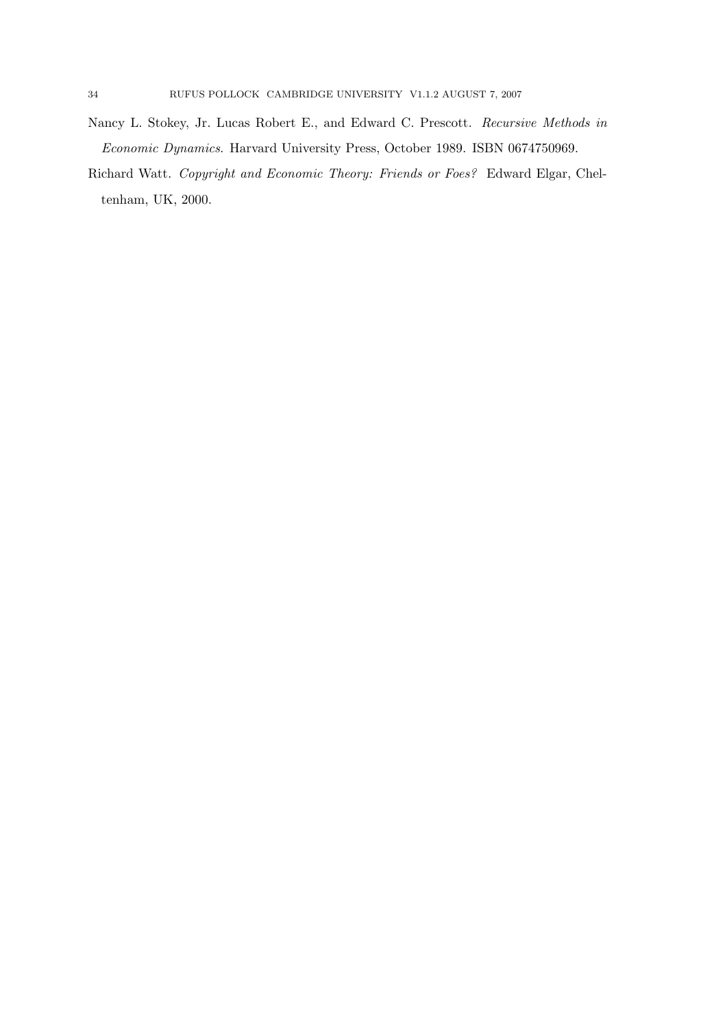Nancy L. Stokey, Jr. Lucas Robert E., and Edward C. Prescott. *Recursive Methods in Economic Dynamics*. Harvard University Press, October 1989. ISBN 0674750969.

Richard Watt. *Copyright and Economic Theory: Friends or Foes?* Edward Elgar, Cheltenham, UK, 2000.